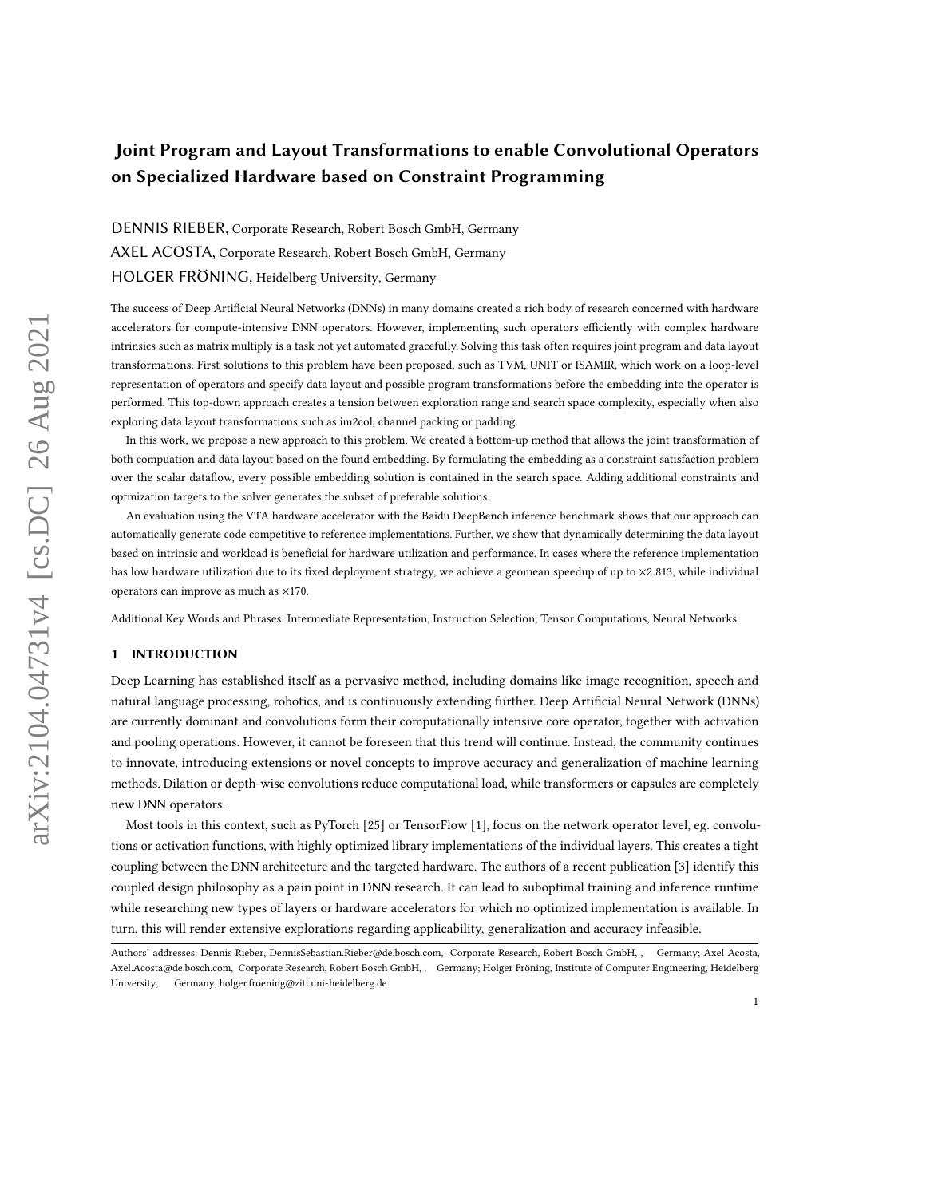# Joint Program and Layout Transformations to enable Convolutional Operators on Specialized Hardware based on Constraint Programming

DENNIS RIEBER, Corporate Research, Robert Bosch GmbH, Germany

AXEL ACOSTA, Corporate Research, Robert Bosch GmbH, Germany

HOLGER FRÖNING, Heidelberg University, Germany

The success of Deep Artificial Neural Networks (DNNs) in many domains created a rich body of research concerned with hardware accelerators for compute-intensive DNN operators. However, implementing such operators efficiently with complex hardware intrinsics such as matrix multiply is a task not yet automated gracefully. Solving this task often requires joint program and data layout transformations. First solutions to this problem have been proposed, such as TVM, UNIT or ISAMIR, which work on a loop-level representation of operators and specify data layout and possible program transformations before the embedding into the operator is performed. This top-down approach creates a tension between exploration range and search space complexity, especially when also exploring data layout transformations such as im2col, channel packing or padding.

In this work, we propose a new approach to this problem. We created a bottom-up method that allows the joint transformation of both compuation and data layout based on the found embedding. By formulating the embedding as a constraint satisfaction problem over the scalar dataflow, every possible embedding solution is contained in the search space. Adding additional constraints and optmization targets to the solver generates the subset of preferable solutions.

An evaluation using the VTA hardware accelerator with the Baidu DeepBench inference benchmark shows that our approach can automatically generate code competitive to reference implementations. Further, we show that dynamically determining the data layout based on intrinsic and workload is beneficial for hardware utilization and performance. In cases where the reference implementation has low hardware utilization due to its fixed deployment strategy, we achieve a geomean speedup of up to ×2.813, while individual operators can improve as much as ×170.

Additional Key Words and Phrases: Intermediate Representation, Instruction Selection, Tensor Computations, Neural Networks

## 1 INTRODUCTION

Deep Learning has established itself as a pervasive method, including domains like image recognition, speech and natural language processing, robotics, and is continuously extending further. Deep Artificial Neural Network (DNNs) are currently dominant and convolutions form their computationally intensive core operator, together with activation and pooling operations. However, it cannot be foreseen that this trend will continue. Instead, the community continues to innovate, introducing extensions or novel concepts to improve accuracy and generalization of machine learning methods. Dilation or depth-wise convolutions reduce computational load, while transformers or capsules are completely new DNN operators.

Most tools in this context, such as PyTorch [25] or TensorFlow [1], focus on the network operator level, eg. convolutions or activation functions, with highly optimized library implementations of the individual layers. This creates a tight coupling between the DNN architecture and the targeted hardware. The authors of a recent publication [3] identify this coupled design philosophy as a pain point in DNN research. It can lead to suboptimal training and inference runtime while researching new types of layers or hardware accelerators for which no optimized implementation is available. In turn, this will render extensive explorations regarding applicability, generalization and accuracy infeasible.

Authors' addresses: Dennis Rieber, DennisSebastian.Rieber@de.bosch.com, Corporate Research, Robert Bosch GmbH, , Germany; Axel Acosta, Axel.Acosta@de.bosch.com, Corporate Research, Robert Bosch GmbH, , Germany; Holger Fröning, Institute of Computer Engineering, Heidelberg University, Germany, holger.froening@ziti.uni-heidelberg.de.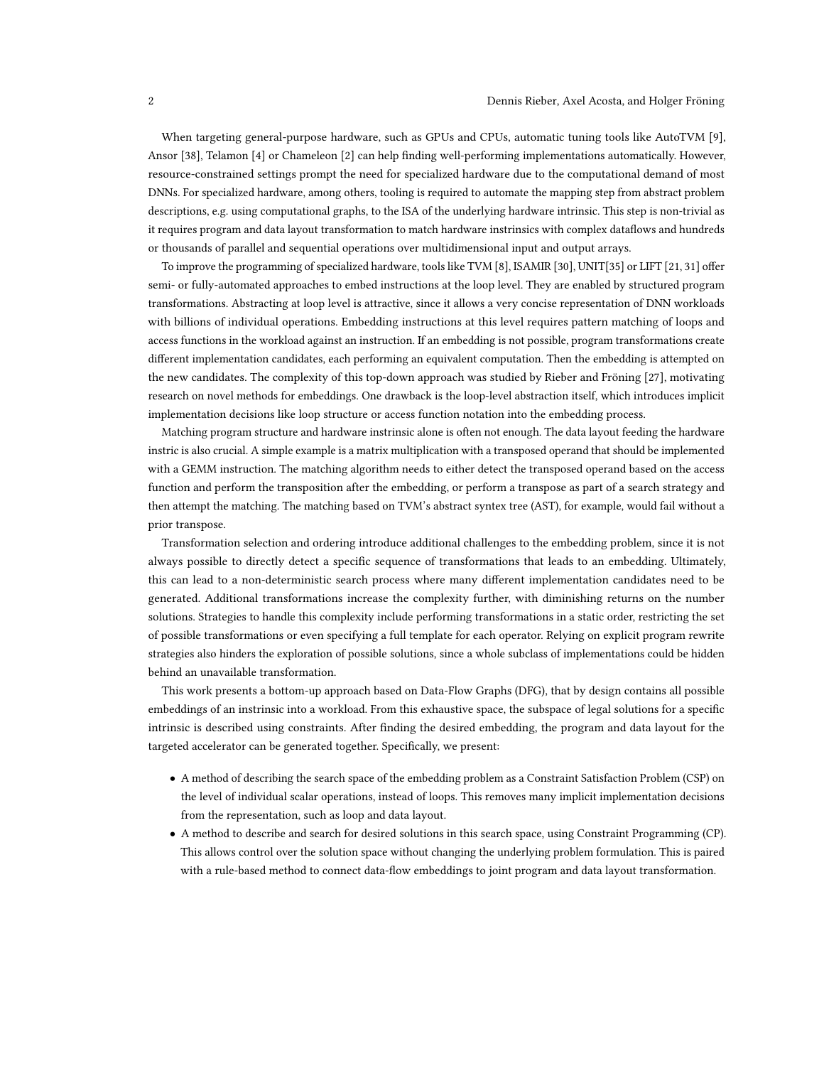When targeting general-purpose hardware, such as GPUs and CPUs, automatic tuning tools like AutoTVM [9], Ansor [38], Telamon [4] or Chameleon [2] can help finding well-performing implementations automatically. However, resource-constrained settings prompt the need for specialized hardware due to the computational demand of most DNNs. For specialized hardware, among others, tooling is required to automate the mapping step from abstract problem descriptions, e.g. using computational graphs, to the ISA of the underlying hardware intrinsic. This step is non-trivial as it requires program and data layout transformation to match hardware instrinsics with complex dataflows and hundreds or thousands of parallel and sequential operations over multidimensional input and output arrays.

To improve the programming of specialized hardware, tools like TVM [8], ISAMIR [30], UNIT[35] or LIFT [21, 31] offer semi- or fully-automated approaches to embed instructions at the loop level. They are enabled by structured program transformations. Abstracting at loop level is attractive, since it allows a very concise representation of DNN workloads with billions of individual operations. Embedding instructions at this level requires pattern matching of loops and access functions in the workload against an instruction. If an embedding is not possible, program transformations create different implementation candidates, each performing an equivalent computation. Then the embedding is attempted on the new candidates. The complexity of this top-down approach was studied by Rieber and Fröning [27], motivating research on novel methods for embeddings. One drawback is the loop-level abstraction itself, which introduces implicit implementation decisions like loop structure or access function notation into the embedding process.

Matching program structure and hardware instrinsic alone is often not enough. The data layout feeding the hardware instric is also crucial. A simple example is a matrix multiplication with a transposed operand that should be implemented with a GEMM instruction. The matching algorithm needs to either detect the transposed operand based on the access function and perform the transposition after the embedding, or perform a transpose as part of a search strategy and then attempt the matching. The matching based on TVM's abstract syntex tree (AST), for example, would fail without a prior transpose.

Transformation selection and ordering introduce additional challenges to the embedding problem, since it is not always possible to directly detect a specific sequence of transformations that leads to an embedding. Ultimately, this can lead to a non-deterministic search process where many different implementation candidates need to be generated. Additional transformations increase the complexity further, with diminishing returns on the number solutions. Strategies to handle this complexity include performing transformations in a static order, restricting the set of possible transformations or even specifying a full template for each operator. Relying on explicit program rewrite strategies also hinders the exploration of possible solutions, since a whole subclass of implementations could be hidden behind an unavailable transformation.

This work presents a bottom-up approach based on Data-Flow Graphs (DFG), that by design contains all possible embeddings of an instrinsic into a workload. From this exhaustive space, the subspace of legal solutions for a specific intrinsic is described using constraints. After finding the desired embedding, the program and data layout for the targeted accelerator can be generated together. Specifically, we present:

- A method of describing the search space of the embedding problem as a Constraint Satisfaction Problem (CSP) on the level of individual scalar operations, instead of loops. This removes many implicit implementation decisions from the representation, such as loop and data layout.
- A method to describe and search for desired solutions in this search space, using Constraint Programming (CP). This allows control over the solution space without changing the underlying problem formulation. This is paired with a rule-based method to connect data-flow embeddings to joint program and data layout transformation.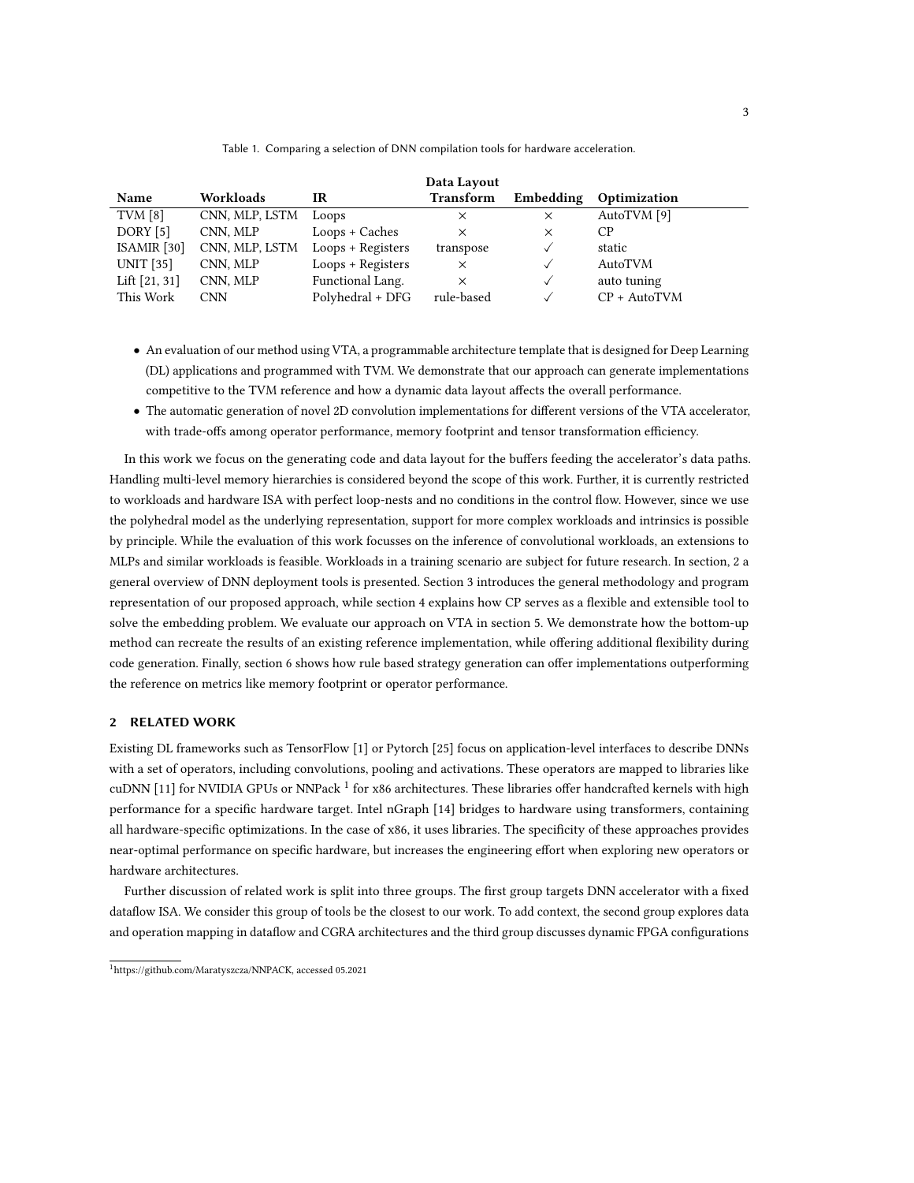Table 1. Comparing a selection of DNN compilation tools for hardware acceleration.

| Name | Workloads | IR | Data Layout Transform | Embedding | Optimization |
|---|---|---|---|---|---|
| TVM [8] | CNN, MLP, LSTM | Loops | × | × | AutoTVM [9] |
| DORY [5] | CNN, MLP | Loops + Caches | × | × | CP |
| ISAMIR [30] | CNN, MLP, LSTM | Loops + Registers | transpose | ✓ | static |
| UNIT [35] | CNN, MLP | Loops + Registers | × | ✓ | AutoTVM |
| Lift [21, 31] | CNN, MLP | Functional Lang. | × | ✓ | auto tuning |
| This Work | CNN | Polyhedral + DFG | rule-based | ✓ | CP + AutoTVM |

- An evaluation of our method using VTA, a programmable architecture template that is designed for Deep Learning (DL) applications and programmed with TVM. We demonstrate that our approach can generate implementations competitive to the TVM reference and how a dynamic data layout affects the overall performance.
- The automatic generation of novel 2D convolution implementations for different versions of the VTA accelerator, with trade-offs among operator performance, memory footprint and tensor transformation efficiency.

In this work we focus on the generating code and data layout for the buffers feeding the accelerator's data paths. Handling multi-level memory hierarchies is considered beyond the scope of this work. Further, it is currently restricted to workloads and hardware ISA with perfect loop-nests and no conditions in the control flow. However, since we use the polyhedral model as the underlying representation, support for more complex workloads and intrinsics is possible by principle. While the evaluation of this work focusses on the inference of convolutional workloads, an extensions to MLPs and similar workloads is feasible. Workloads in a training scenario are subject for future research. In section, 2 a general overview of DNN deployment tools is presented. Section 3 introduces the general methodology and program representation of our proposed approach, while section 4 explains how CP serves as a flexible and extensible tool to solve the embedding problem. We evaluate our approach on VTA in section 5. We demonstrate how the bottom-up method can recreate the results of an existing reference implementation, while offering additional flexibility during code generation. Finally, section 6 shows how rule based strategy generation can offer implementations outperforming the reference on metrics like memory footprint or operator performance.

## 2 RELATED WORK

Existing DL frameworks such as TensorFlow [1] or Pytorch [25] focus on application-level interfaces to describe DNNs with a set of operators, including convolutions, pooling and activations. These operators are mapped to libraries like cuDNN [11] for NVIDIA GPUs or NNPack [1] for x86 architectures. These libraries offer handcrafted kernels with high performance for a specific hardware target. Intel nGraph [14] bridges to hardware using transformers, containing all hardware-specific optimizations. In the case of x86, it uses libraries. The specificity of these approaches provides near-optimal performance on specific hardware, but increases the engineering effort when exploring new operators or hardware architectures.

Further discussion of related work is split into three groups. The first group targets DNN accelerator with a fixed dataflow ISA. We consider this group of tools be the closest to our work. To add context, the second group explores data and operation mapping in dataflow and CGRA architectures and the third group discusses dynamic FPGA configurations

[1] https://github.com/Maratyszcza/NNPACK, accessed 05.2021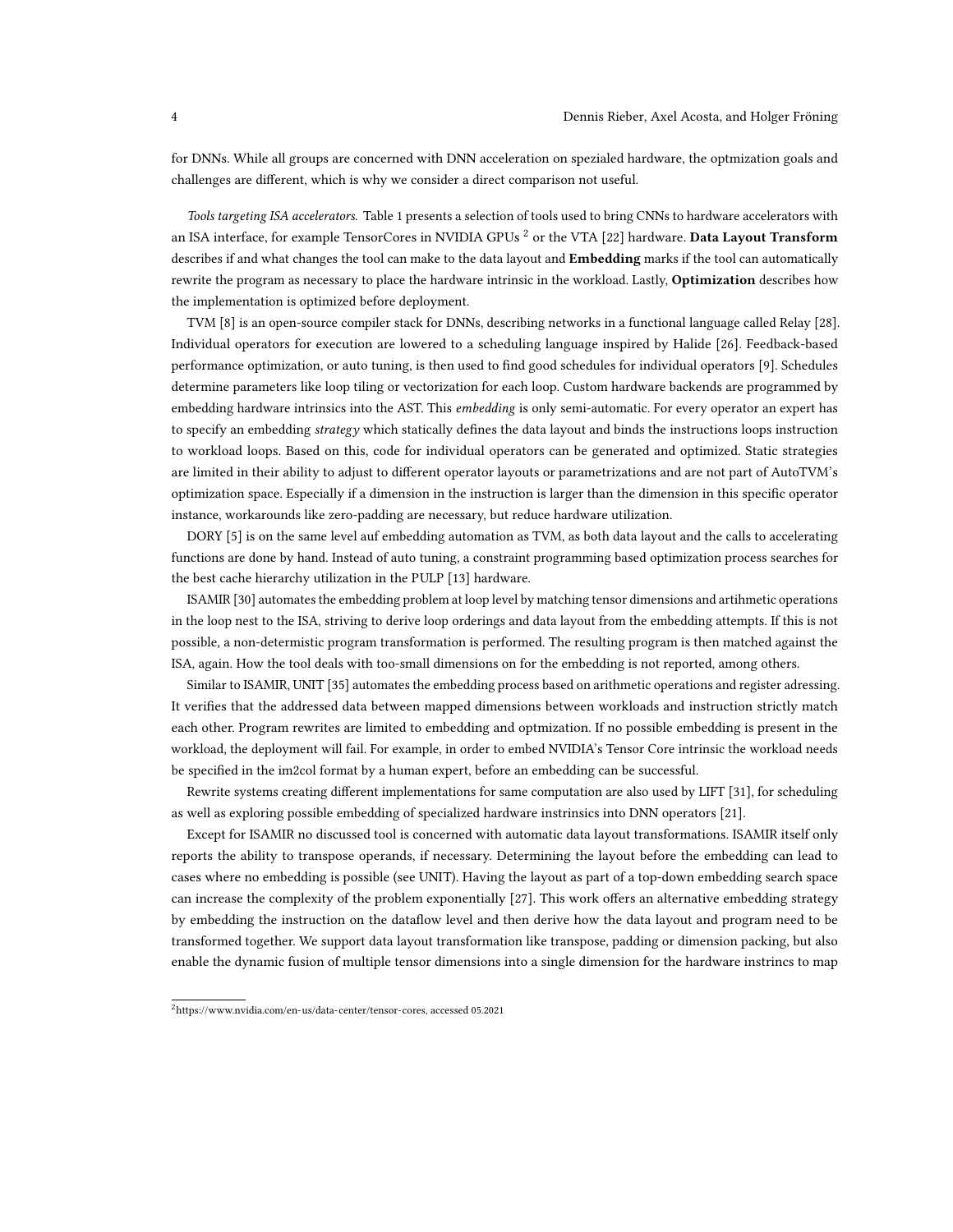for DNNs. While all groups are concerned with DNN acceleration on spezialed hardware, the optmization goals and challenges are different, which is why we consider a direct comparison not useful.

*Tools targeting ISA accelerators.* Table 1 presents a selection of tools used to bring CNNs to hardware accelerators with an ISA interface, for example TensorCores in NVIDIA GPUs [2] or the VTA [22] hardware. **Data Layout Transform** describes if and what changes the tool can make to the data layout and **Embedding** marks if the tool can automatically rewrite the program as necessary to place the hardware intrinsic in the workload. Lastly, **Optimization** describes how the implementation is optimized before deployment.

TVM [8] is an open-source compiler stack for DNNs, describing networks in a functional language called Relay [28]. Individual operators for execution are lowered to a scheduling language inspired by Halide [26]. Feedback-based performance optimization, or auto tuning, is then used to find good schedules for individual operators [9]. Schedules determine parameters like loop tiling or vectorization for each loop. Custom hardware backends are programmed by embedding hardware intrinsics into the AST. This *embedding* is only semi-automatic. For every operator an expert has to specify an embedding *strategy* which statically defines the data layout and binds the instructions loops instruction to workload loops. Based on this, code for individual operators can be generated and optimized. Static strategies are limited in their ability to adjust to different operator layouts or parametrizations and are not part of AutoTVM's optimization space. Especially if a dimension in the instruction is larger than the dimension in this specific operator instance, workarounds like zero-padding are necessary, but reduce hardware utilization.

DORY [5] is on the same level auf embedding automation as TVM, as both data layout and the calls to accelerating functions are done by hand. Instead of auto tuning, a constraint programming based optimization process searches for the best cache hierarchy utilization in the PULP [13] hardware.

ISAMIR [30] automates the embedding problem at loop level by matching tensor dimensions and artihmetic operations in the loop nest to the ISA, striving to derive loop orderings and data layout from the embedding attempts. If this is not possible, a non-determistic program transformation is performed. The resulting program is then matched against the ISA, again. How the tool deals with too-small dimensions on for the embedding is not reported, among others.

Similar to ISAMIR, UNIT [35] automates the embedding process based on arithmetic operations and register adressing. It verifies that the addressed data between mapped dimensions between workloads and instruction strictly match each other. Program rewrites are limited to embedding and optmization. If no possible embedding is present in the workload, the deployment will fail. For example, in order to embed NVIDIA's Tensor Core intrinsic the workload needs be specified in the im2col format by a human expert, before an embedding can be successful.

Rewrite systems creating different implementations for same computation are also used by LIFT [31], for scheduling as well as exploring possible embedding of specialized hardware instrinsics into DNN operators [21].

Except for ISAMIR no discussed tool is concerned with automatic data layout transformations. ISAMIR itself only reports the ability to transpose operands, if necessary. Determining the layout before the embedding can lead to cases where no embedding is possible (see UNIT). Having the layout as part of a top-down embedding search space can increase the complexity of the problem exponentially [27]. This work offers an alternative embedding strategy by embedding the instruction on the dataflow level and then derive how the data layout and program need to be transformed together. We support data layout transformation like transpose, padding or dimension packing, but also enable the dynamic fusion of multiple tensor dimensions into a single dimension for the hardware instrincs to map

[2] https://www.nvidia.com/en-us/data-center/tensor-cores, accessed 05.2021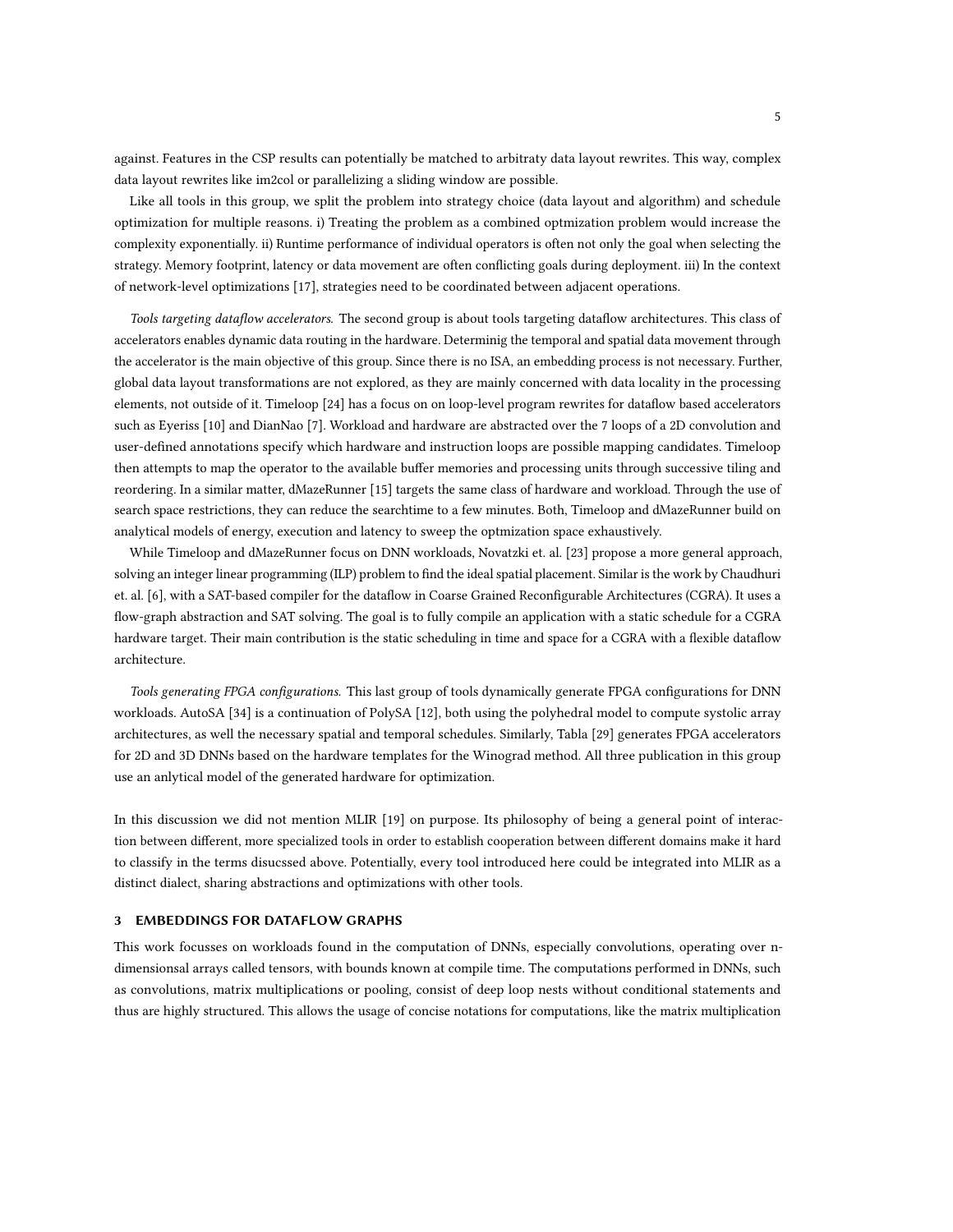against. Features in the CSP results can potentially be matched to arbitraty data layout rewrites. This way, complex data layout rewrites like im2col or parallelizing a sliding window are possible.

Like all tools in this group, we split the problem into strategy choice (data layout and algorithm) and schedule optimization for multiple reasons. i) Treating the problem as a combined optmization problem would increase the complexity exponentially. ii) Runtime performance of individual operators is often not only the goal when selecting the strategy. Memory footprint, latency or data movement are often conflicting goals during deployment. iii) In the context of network-level optimizations [17], strategies need to be coordinated between adjacent operations.

*Tools targeting dataflow accelerators.* The second group is about tools targeting dataflow architectures. This class of accelerators enables dynamic data routing in the hardware. Determinig the temporal and spatial data movement through the accelerator is the main objective of this group. Since there is no ISA, an embedding process is not necessary. Further, global data layout transformations are not explored, as they are mainly concerned with data locality in the processing elements, not outside of it. Timeloop [24] has a focus on on loop-level program rewrites for dataflow based accelerators such as Eyeriss [10] and DianNao [7]. Workload and hardware are abstracted over the 7 loops of a 2D convolution and user-defined annotations specify which hardware and instruction loops are possible mapping candidates. Timeloop then attempts to map the operator to the available buffer memories and processing units through successive tiling and reordering. In a similar matter, dMazeRunner [15] targets the same class of hardware and workload. Through the use of search space restrictions, they can reduce the searchtime to a few minutes. Both, Timeloop and dMazeRunner build on analytical models of energy, execution and latency to sweep the optmization space exhaustively.

While Timeloop and dMazeRunner focus on DNN workloads, Novatzki et. al. [23] propose a more general approach, solving an integer linear programming (ILP) problem to find the ideal spatial placement. Similar is the work by Chaudhuri et. al. [6], with a SAT-based compiler for the dataflow in Coarse Grained Reconfigurable Architectures (CGRA). It uses a flow-graph abstraction and SAT solving. The goal is to fully compile an application with a static schedule for a CGRA hardware target. Their main contribution is the static scheduling in time and space for a CGRA with a flexible dataflow architecture.

*Tools generating FPGA configurations.* This last group of tools dynamically generate FPGA configurations for DNN workloads. AutoSA [34] is a continuation of PolySA [12], both using the polyhedral model to compute systolic array architectures, as well the necessary spatial and temporal schedules. Similarly, Tabla [29] generates FPGA accelerators for 2D and 3D DNNs based on the hardware templates for the Winograd method. All three publication in this group use an anlytical model of the generated hardware for optimization.

In this discussion we did not mention MLIR [19] on purpose. Its philosophy of being a general point of interaction between different, more specialized tools in order to establish cooperation between different domains make it hard to classify in the terms disucssed above. Potentially, every tool introduced here could be integrated into MLIR as a distinct dialect, sharing abstractions and optimizations with other tools.

## 3 EMBEDDINGS FOR DATAFLOW GRAPHS

This work focusses on workloads found in the computation of DNNs, especially convolutions, operating over n-dimensionsal arrays called tensors, with bounds known at compile time. The computations performed in DNNs, such as convolutions, matrix multiplications or pooling, consist of deep loop nests without conditional statements and thus are highly structured. This allows the usage of concise notations for computations, like the matrix multiplication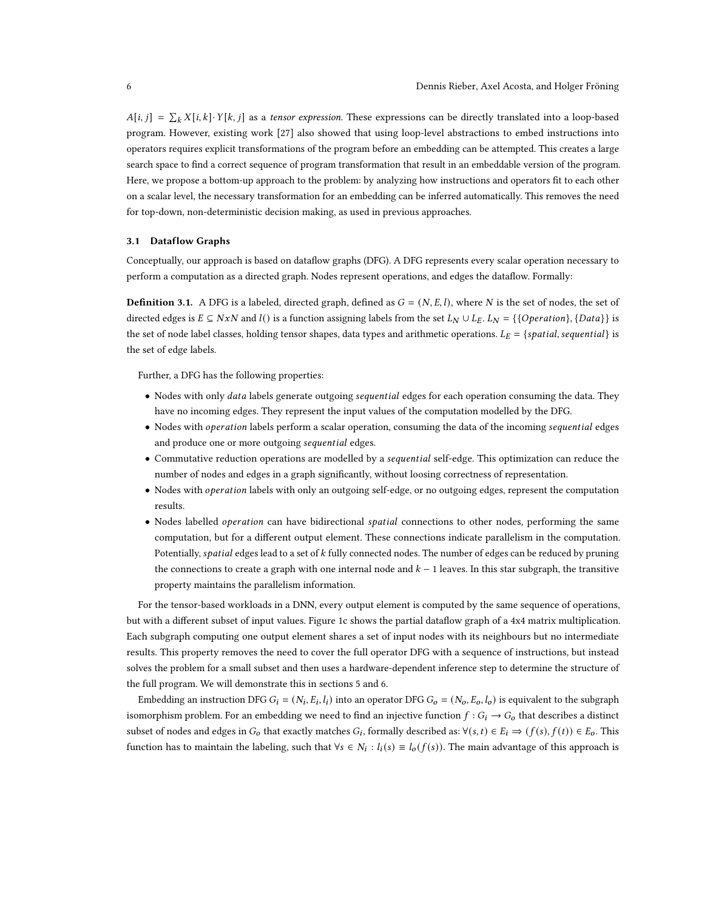$A[i, j] = \sum_k X[i, k] \cdot Y[k, j]$ as a *tensor expression*. These expressions can be directly translated into a loop-based program. However, existing work [27] also showed that using loop-level abstractions to embed instructions into operators requires explicit transformations of the program before an embedding can be attempted. This creates a large search space to find a correct sequence of program transformation that result in an embeddable version of the program. Here, we propose a bottom-up approach to the problem: by analyzing how instructions and operators fit to each other on a scalar level, the necessary transformation for an embedding can be inferred automatically. This removes the need for top-down, non-deterministic decision making, as used in previous approaches.

### 3.1 Dataflow Graphs

Conceptually, our approach is based on dataflow graphs (DFG). A DFG represents every scalar operation necessary to perform a computation as a directed graph. Nodes represent operations, and edges the dataflow. Formally:

**Definition 3.1.** A DFG is a labeled, directed graph, defined as $G = (N, E, l)$, where $N$ is the set of nodes, the set of directed edges is $E \subseteq NxN$ and $l()$ is a function assigning labels from the set $L_N \cup L_E$. $L_N = \{\{Operation\}, \{Data\}\}$ is the set of node label classes, holding tensor shapes, data types and arithmetic operations. $L_E = \{spatial, sequential\}$ is the set of edge labels.

Further, a DFG has the following properties:

- Nodes with only *data* labels generate outgoing *sequential* edges for each operation consuming the data. They have no incoming edges. They represent the input values of the computation modelled by the DFG.
- Nodes with *operation* labels perform a scalar operation, consuming the data of the incoming *sequential* edges and produce one or more outgoing *sequential* edges.
- Commutative reduction operations are modelled by a *sequential* self-edge. This optimization can reduce the number of nodes and edges in a graph significantly, without loosing correctness of representation.
- Nodes with *operation* labels with only an outgoing self-edge, or no outgoing edges, represent the computation results.
- Nodes labelled *operation* can have bidirectional *spatial* connections to other nodes, performing the same computation, but for a different output element. These connections indicate parallelism in the computation. Potentially, *spatial* edges lead to a set of $k$ fully connected nodes. The number of edges can be reduced by pruning the connections to create a graph with one internal node and $k - 1$ leaves. In this star subgraph, the transitive property maintains the parallelism information.

For the tensor-based workloads in a DNN, every output element is computed by the same sequence of operations, but with a different subset of input values. Figure 1c shows the partial dataflow graph of a 4x4 matrix multiplication. Each subgraph computing one output element shares a set of input nodes with its neighbours but no intermediate results. This property removes the need to cover the full operator DFG with a sequence of instructions, but instead solves the problem for a small subset and then uses a hardware-dependent inference step to determine the structure of the full program. We will demonstrate this in sections 5 and 6.

Embedding an instruction DFG $G_i = (N_i, E_i, l_i)$ into an operator DFG $G_o = (N_o, E_o, l_o)$ is equivalent to the subgraph isomorphism problem. For an embedding we need to find an injective function $f : G_i \rightarrow G_o$ that describes a distinct subset of nodes and edges in $G_o$ that exactly matches $G_i$, formally described as: $\forall (s, t) \in E_i \Rightarrow (f(s), f(t)) \in E_o$. This function has to maintain the labeling, such that $\forall s \in N_i : l_i(s) \equiv l_o(f(s))$. The main advantage of this approach is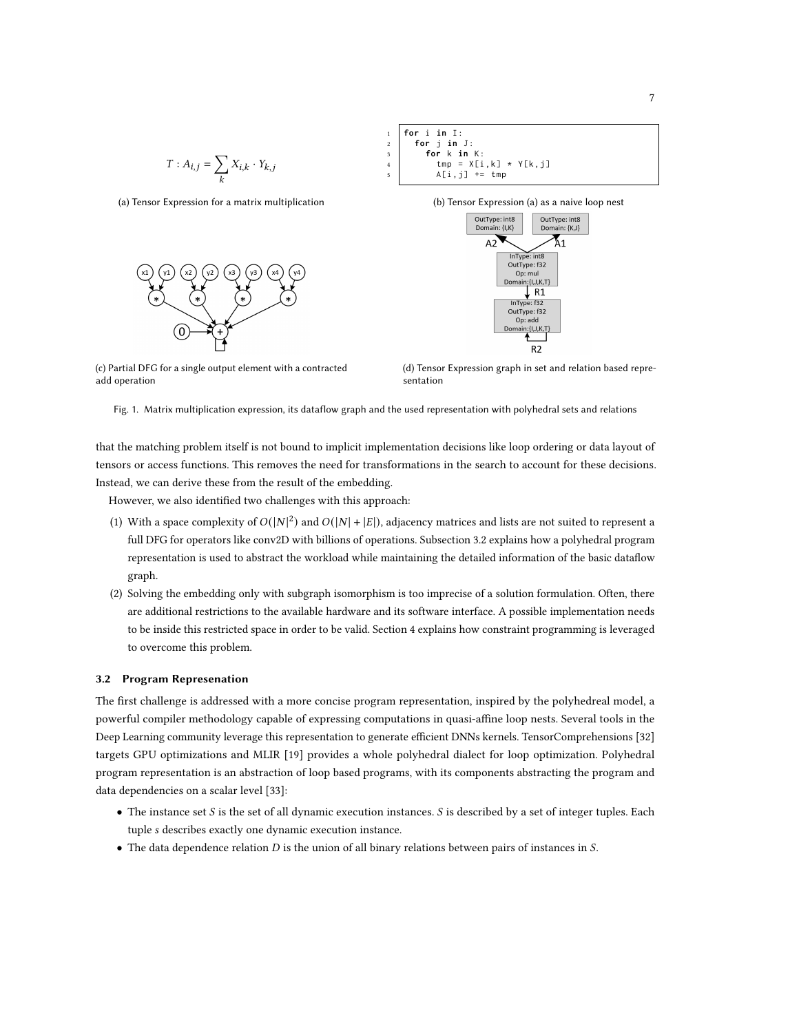$$T : A_{i,j} = \sum_k X_{i,k} \cdot Y_{k,j}$$

(a) Tensor Expression for a matrix multiplication

```
for i in I:
  for j in J:
    for k in K:
      tmp = X[i,k] * Y[k,j]
      A[i,j] += tmp
```

(b) Tensor Expression (a) as a naive loop nest

(c) Partial DFG for a single output element with a contracted add operation

(d) Tensor Expression graph in set and relation based representation

Fig. 1. Matrix multiplication expression, its dataflow graph and the used representation with polyhedral sets and relations

that the matching problem itself is not bound to implicit implementation decisions like loop ordering or data layout of tensors or access functions. This removes the need for transformations in the search to account for these decisions. Instead, we can derive these from the result of the embedding.

However, we also identified two challenges with this approach:

(1) With a space complexity of $O(|N|^2)$ and $O(|N| + |E|)$, adjacency matrices and lists are not suited to represent a full DFG for operators like conv2D with billions of operations. Subsection 3.2 explains how a polyhedral program representation is used to abstract the workload while maintaining the detailed information of the basic dataflow graph.

(2) Solving the embedding only with subgraph isomorphism is too imprecise of a solution formulation. Often, there are additional restrictions to the available hardware and its software interface. A possible implementation needs to be inside this restricted space in order to be valid. Section 4 explains how constraint programming is leveraged to overcome this problem.

### 3.2 Program Represenation

The first challenge is addressed with a more concise program representation, inspired by the polyhedreal model, a powerful compiler methodology capable of expressing computations in quasi-affine loop nests. Several tools in the Deep Learning community leverage this representation to generate efficient DNNs kernels. TensorComprehensions [32] targets GPU optimizations and MLIR [19] provides a whole polyhedral dialect for loop optimization. Polyhedral program representation is an abstraction of loop based programs, with its components abstracting the program and data dependencies on a scalar level [33]:

- The instance set $S$ is the set of all dynamic execution instances. $S$ is described by a set of integer tuples. Each tuple $s$ describes exactly one dynamic execution instance.
- The data dependence relation $D$ is the union of all binary relations between pairs of instances in $S$.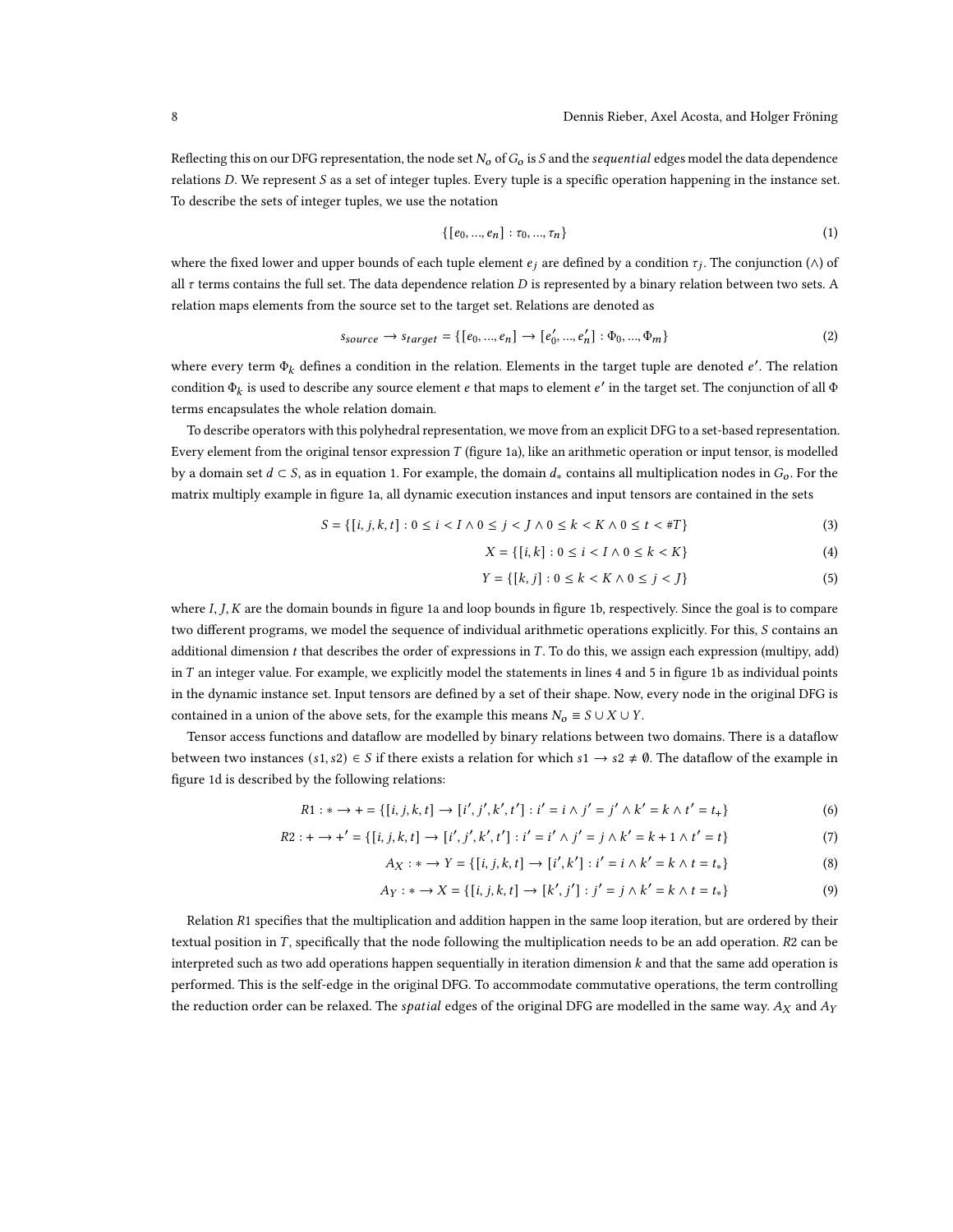Reflecting this on our DFG representation, the node set $N_o$ of $G_o$ is $S$ and the *sequential* edges model the data dependence relations $D$. We represent $S$ as a set of integer tuples. Every tuple is a specific operation happening in the instance set. To describe the sets of integer tuples, we use the notation

$$\{[e_0, ..., e_n] : \tau_0, ..., \tau_n\} \tag{1}$$

where the fixed lower and upper bounds of each tuple element $e_j$ are defined by a condition $\tau_j$. The conjunction ($\land$) of all $\tau$ terms contains the full set. The data dependence relation $D$ is represented by a binary relation between two sets. A relation maps elements from the source set to the target set. Relations are denoted as

$$s_{source} \rightarrow s_{target} = \{[e_0, ..., e_n] \rightarrow [e'_0, ..., e'_n] : \Phi_0, ..., \Phi_m\} \tag{2}$$

where every term $\Phi_k$ defines a condition in the relation. Elements in the target tuple are denoted $e'$. The relation condition $\Phi_k$ is used to describe any source element $e$ that maps to element $e'$ in the target set. The conjunction of all $\Phi$ terms encapsulates the whole relation domain.

To describe operators with this polyhedral representation, we move from an explicit DFG to a set-based representation. Every element from the original tensor expression $T$ (figure 1a), like an arithmetic operation or input tensor, is modelled by a domain set $d \subset S$, as in equation 1. For example, the domain $d_*$ contains all multiplication nodes in $G_o$. For the matrix multiply example in figure 1a, all dynamic execution instances and input tensors are contained in the sets

$$S = \{[i, j, k, t] : 0 \leq i < I \land 0 \leq j < J \land 0 \leq k < K \land 0 \leq t < \#T\} \tag{3}$$

$$X = \{[i, k] : 0 \leq i < I \land 0 \leq k < K\} \tag{4}$$

$$Y = \{[k, j] : 0 \leq k < K \land 0 \leq j < J\} \tag{5}$$

where $I, J, K$ are the domain bounds in figure 1a and loop bounds in figure 1b, respectively. Since the goal is to compare two different programs, we model the sequence of individual arithmetic operations explicitly. For this, $S$ contains an additional dimension $t$ that describes the order of expressions in $T$. To do this, we assign each expression (multipy, add) in $T$ an integer value. For example, we explicitly model the statements in lines 4 and 5 in figure 1b as individual points in the dynamic instance set. Input tensors are defined by a set of their shape. Now, every node in the original DFG is contained in a union of the above sets, for the example this means $N_o \equiv S \cup X \cup Y$.

Tensor access functions and dataflow are modelled by binary relations between two domains. There is a dataflow between two instances $(s1, s2) \in S$ if there exists a relation for which $s1 \rightarrow s2 \neq \emptyset$. The dataflow of the example in figure 1d is described by the following relations:

$$R1 : * \rightarrow + = \{[i, j, k, t] \rightarrow [i', j', k', t'] : i' = i \land j' = j' \land k' = k \land t' = t_+\} \tag{6}$$

$$R2 : + \rightarrow +' = \{[i, j, k, t] \rightarrow [i', j', k', t'] : i' = i' \land j' = j \land k' = k + 1 \land t' = t\} \tag{7}$$

$$A_X : * \rightarrow Y = \{[i, j, k, t] \rightarrow [i', k'] : i' = i \land k' = k \land t = t_*\} \tag{8}$$

$$A_Y : * \rightarrow X = \{[i, j, k, t] \rightarrow [k', j'] : j' = j \land k' = k \land t = t_*\} \tag{9}$$

Relation $R1$ specifies that the multiplication and addition happen in the same loop iteration, but are ordered by their textual position in $T$, specifically that the node following the multiplication needs to be an add operation. $R2$ can be interpreted such as two add operations happen sequentially in iteration dimension $k$ and that the same add operation is performed. This is the self-edge in the original DFG. To accommodate commutative operations, the term controlling the reduction order can be relaxed. The *spatial* edges of the original DFG are modelled in the same way. $A_X$ and $A_Y$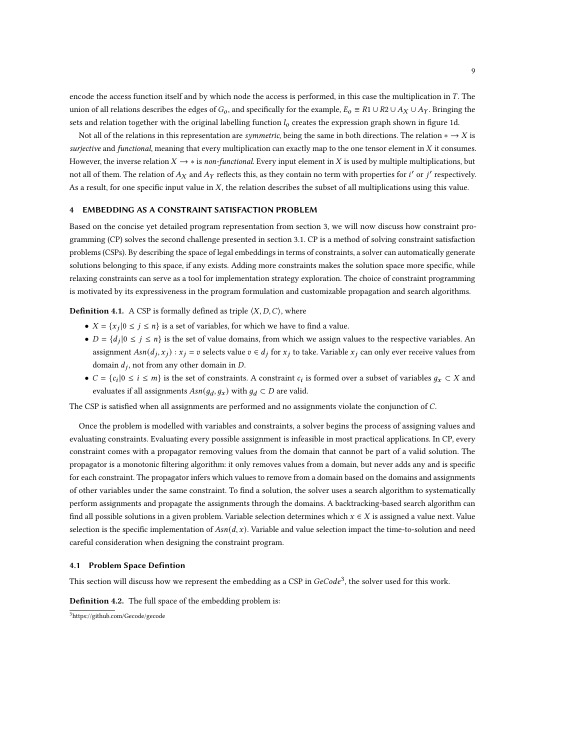encode the access function itself and by which node the access is performed, in this case the multiplication in $T$. The union of all relations describes the edges of $G_o$, and specifically for the example, $E_o \equiv R1 \cup R2 \cup A_X \cup A_Y$. Bringing the sets and relation together with the original labelling function $l_o$ creates the expression graph shown in figure 1d.

Not all of the relations in this representation are *symmetric*, being the same in both directions. The relation $* \longrightarrow X$ is *surjective* and *functional*, meaning that every multiplication can exactly map to the one tensor element in $X$ it consumes. However, the inverse relation $X \longrightarrow *$ is *non-functional*. Every input element in $X$ is used by multiple multiplications, but not all of them. The relation of $A_X$ and $A_Y$ reflects this, as they contain no term with properties for $i'$ or $j'$ respectively. As a result, for one specific input value in $X$, the relation describes the subset of all multiplications using this value.

## 4 EMBEDDING AS A CONSTRAINT SATISFACTION PROBLEM

Based on the concise yet detailed program representation from section 3, we will now discuss how constraint programming (CP) solves the second challenge presented in section 3.1. CP is a method of solving constraint satisfaction problems (CSPs). By describing the space of legal embeddings in terms of constraints, a solver can automatically generate solutions belonging to this space, if any exists. Adding more constraints makes the solution space more specific, while relaxing constraints can serve as a tool for implementation strategy exploration. The choice of constraint programming is motivated by its expressiveness in the program formulation and customizable propagation and search algorithms.

**Definition 4.1.** A CSP is formally defined as triple $\langle X, D, C \rangle$, where

- $X = \{x_j | 0 \le j \le n\}$ is a set of variables, for which we have to find a value.
- $D = \{d_j | 0 \le j \le n\}$ is the set of value domains, from which we assign values to the respective variables. An assignment $Asn(d_j, x_j) : x_j = v$ selects value $v \in d_j$ for $x_j$ to take. Variable $x_j$ can only ever receive values from domain $d_j$, not from any other domain in $D$.
- $C = \{c_i | 0 \le i \le m\}$ is the set of constraints. A constraint $c_i$ is formed over a subset of variables $g_x \subset X$ and evaluates if all assignments $Asn(g_d, g_x)$ with $g_d \subset D$ are valid.

The CSP is satisfied when all assignments are performed and no assignments violate the conjunction of $C$.

Once the problem is modelled with variables and constraints, a solver begins the process of assigning values and evaluating constraints. Evaluating every possible assignment is infeasible in most practical applications. In CP, every constraint comes with a propagator removing values from the domain that cannot be part of a valid solution. The propagator is a monotonic filtering algorithm: it only removes values from a domain, but never adds any and is specific for each constraint. The propagator infers which values to remove from a domain based on the domains and assignments of other variables under the same constraint. To find a solution, the solver uses a search algorithm to systematically perform assignments and propagate the assignments through the domains. A backtracking-based search algorithm can find all possible solutions in a given problem. Variable selection determines which $x \in X$ is assigned a value next. Value selection is the specific implementation of $Asn(d, x)$. Variable and value selection impact the time-to-solution and need careful consideration when designing the constraint program.

### 4.1 Problem Space Defintion

This section will discuss how we represent the embedding as a CSP in *GeCode*[3], the solver used for this work.

**Definition 4.2.** The full space of the embedding problem is:

[3] https://github.com/Gecode/gecode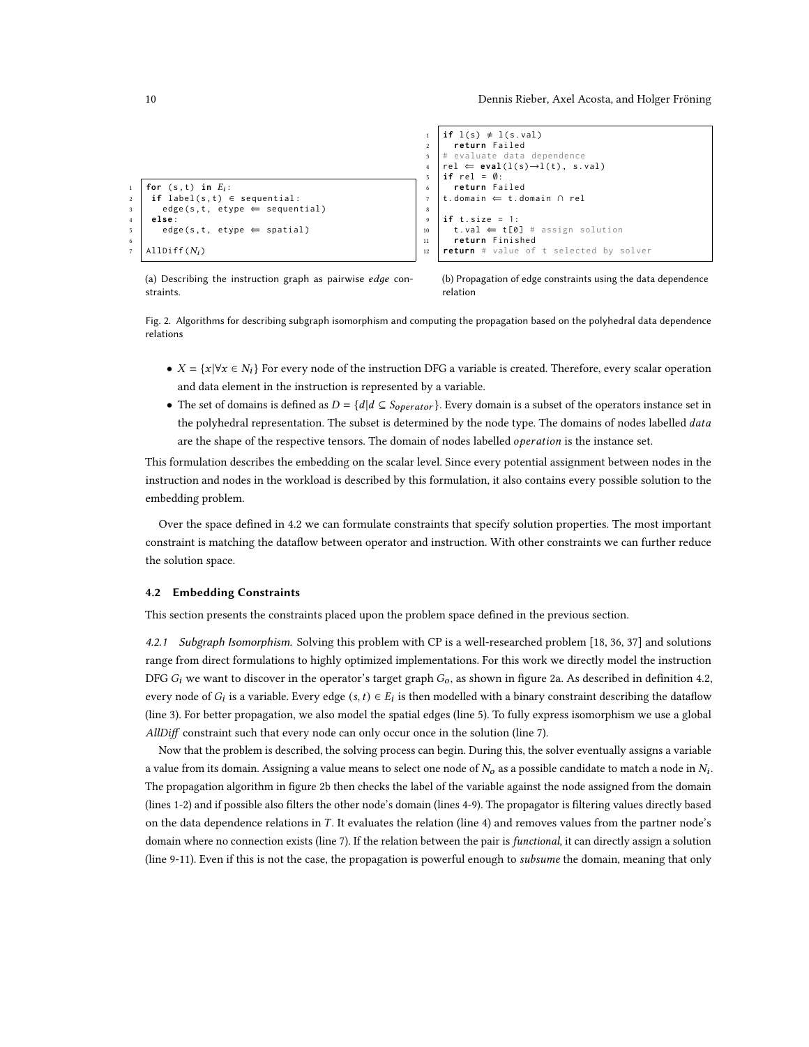```
for (s,t) in E_i:
 if label(s,t) ∈ sequential:
   edge(s,t, etype ⇐ sequential)
 else:
   edge(s,t, etype ⇐ spatial)

AllDiff(N_i)
```

(a) Describing the instruction graph as pairwise *edge* constraints.

```
if l(s) ≠ l(s.val)
  return Failed
# evaluate data dependence
rel ⇐ eval(l(s)→l(t), s.val)
if rel = ∅:
  return Failed
t.domain ⇐ t.domain ∩ rel

if t.size = 1:
  t.val ⇐ t[0] # assign solution
  return Finished
return # value of t selected by solver
```

(b) Propagation of edge constraints using the data dependence relation

Fig. 2. Algorithms for describing subgraph isomorphism and computing the propagation based on the polyhedral data dependence relations

- $X = \{x | \forall x \in N_i\}$ For every node of the instruction DFG a variable is created. Therefore, every scalar operation and data element in the instruction is represented by a variable.
- The set of domains is defined as $D = \{d | d \subseteq S_{operator}\}$. Every domain is a subset of the operators instance set in the polyhedral representation. The subset is determined by the node type. The domains of nodes labelled *data* are the shape of the respective tensors. The domain of nodes labelled *operation* is the instance set.

This formulation describes the embedding on the scalar level. Since every potential assignment between nodes in the instruction and nodes in the workload is described by this formulation, it also contains every possible solution to the embedding problem.

Over the space defined in 4.2 we can formulate constraints that specify solution properties. The most important constraint is matching the dataflow between operator and instruction. With other constraints we can further reduce the solution space.

### 4.2 Embedding Constraints

This section presents the constraints placed upon the problem space defined in the previous section.

*4.2.1 Subgraph Isomorphism.* Solving this problem with CP is a well-researched problem [18, 36, 37] and solutions range from direct formulations to highly optimized implementations. For this work we directly model the instruction DFG $G_i$ we want to discover in the operator's target graph $G_o$, as shown in figure 2a. As described in definition 4.2, every node of $G_i$ is a variable. Every edge $(s, t) \in E_i$ is then modelled with a binary constraint describing the dataflow (line 3). For better propagation, we also model the spatial edges (line 5). To fully express isomorphism we use a global *AllDiff* constraint such that every node can only occur once in the solution (line 7).

Now that the problem is described, the solving process can begin. During this, the solver eventually assigns a variable a value from its domain. Assigning a value means to select one node of $N_o$ as a possible candidate to match a node in $N_i$. The propagation algorithm in figure 2b then checks the label of the variable against the node assigned from the domain (lines 1-2) and if possible also filters the other node's domain (lines 4-9). The propagator is filtering values directly based on the data dependence relations in $T$. It evaluates the relation (line 4) and removes values from the partner node's domain where no connection exists (line 7). If the relation between the pair is *functional*, it can directly assign a solution (line 9-11). Even if this is not the case, the propagation is powerful enough to *subsume* the domain, meaning that only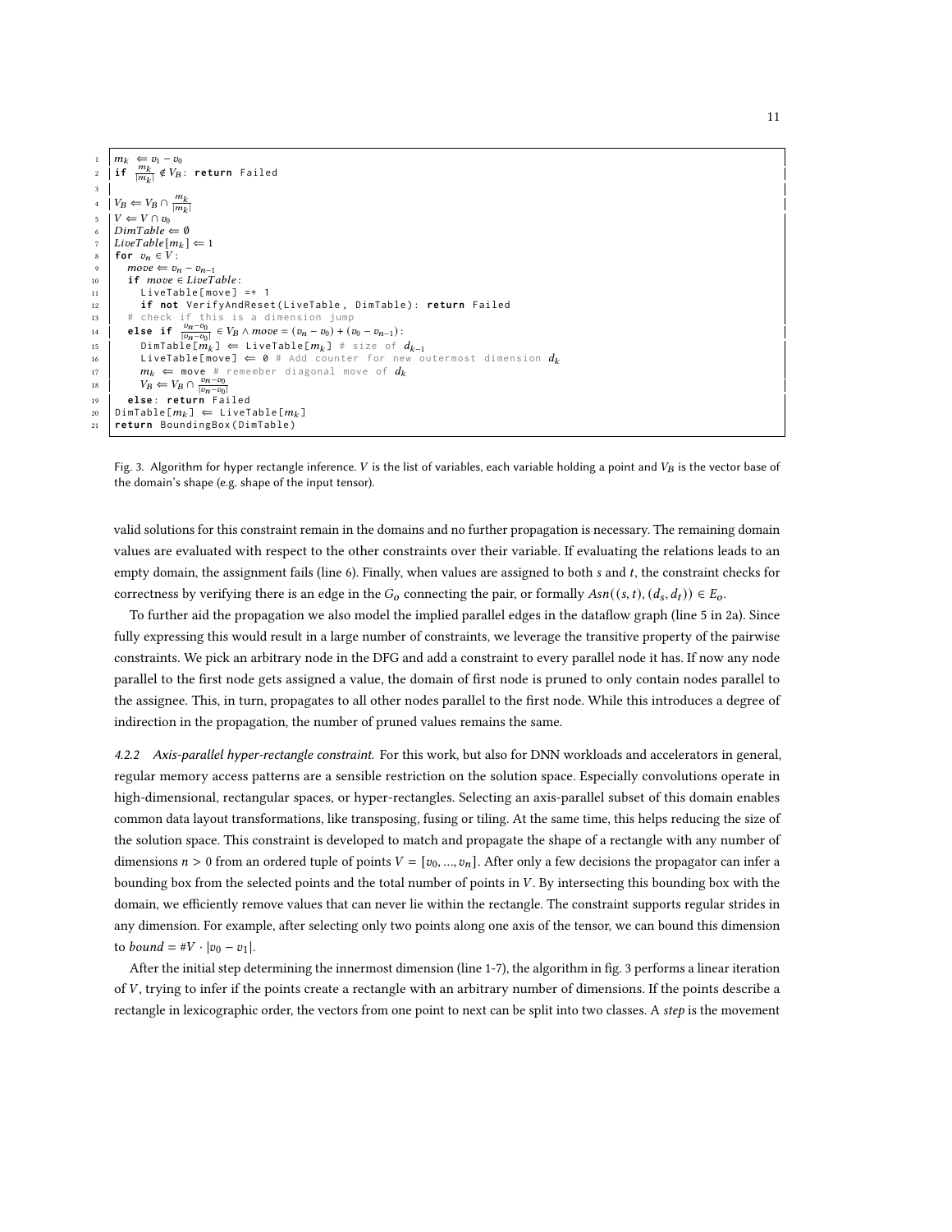```
1  m_k ⇐ v_1 − v_0
2  if m_k/|m_k| ∉ V_B: return Failed
3
4  V_B ⇐ V_B ∩ m_k/|m_k|
5  V ⇐ V ∩ v_0
6  DimTable ⇐ ∅
7  LiveTable[m_k] ⇐ 1
8  for v_n ∈ V:
9    move ⇐ v_n − v_{n−1}
10   if move ∈ LiveTable:
11     LiveTable[move] =+ 1
12     if not VerifyAndReset(LiveTable, DimTable): return Failed
13   # check if this is a dimension jump
14   else if (v_n − v_0)/|v_n − v_0| ∈ V_B ∧ move = (v_n − v_0) + (v_0 − v_{n−1}):
15     DimTable[m_k] ⇐ LiveTable[m_k] # size of d_{k−1}
16     LiveTable[move] ⇐ 0 # Add counter for new outermost dimension d_k
17     m_k ⇐ move # remember diagonal move of d_k
18     V_B ⇐ V_B ∩ (v_n − v_0)/|v_n − v_0|
19   else: return Failed
20 DimTable[m_k] ⇐ LiveTable[m_k]
21 return BoundingBox(DimTable)
```

Fig. 3. Algorithm for hyper rectangle inference. $V$ is the list of variables, each variable holding a point and $V_B$ is the vector base of the domain's shape (e.g. shape of the input tensor).

valid solutions for this constraint remain in the domains and no further propagation is necessary. The remaining domain values are evaluated with respect to the other constraints over their variable. If evaluating the relations leads to an empty domain, the assignment fails (line 6). Finally, when values are assigned to both $s$ and $t$, the constraint checks for correctness by verifying there is an edge in the $G_o$ connecting the pair, or formally $Asn((s,t),(d_s,d_t)) \in E_o$.

To further aid the propagation we also model the implied parallel edges in the dataflow graph (line 5 in 2a). Since fully expressing this would result in a large number of constraints, we leverage the transitive property of the pairwise constraints. We pick an arbitrary node in the DFG and add a constraint to every parallel node it has. If now any node parallel to the first node gets assigned a value, the domain of first node is pruned to only contain nodes parallel to the assignee. This, in turn, propagates to all other nodes parallel to the first node. While this introduces a degree of indirection in the propagation, the number of pruned values remains the same.

*4.2.2 Axis-parallel hyper-rectangle constraint.* For this work, but also for DNN workloads and accelerators in general, regular memory access patterns are a sensible restriction on the solution space. Especially convolutions operate in high-dimensional, rectangular spaces, or hyper-rectangles. Selecting an axis-parallel subset of this domain enables common data layout transformations, like transposing, fusing or tiling. At the same time, this helps reducing the size of the solution space. This constraint is developed to match and propagate the shape of a rectangle with any number of dimensions $n > 0$ from an ordered tuple of points $V = [v_0, ..., v_n]$. After only a few decisions the propagator can infer a bounding box from the selected points and the total number of points in $V$. By intersecting this bounding box with the domain, we efficiently remove values that can never lie within the rectangle. The constraint supports regular strides in any dimension. For example, after selecting only two points along one axis of the tensor, we can bound this dimension to $bound = \#V \cdot |v_0 - v_1|$.

After the initial step determining the innermost dimension (line 1-7), the algorithm in fig. 3 performs a linear iteration of $V$, trying to infer if the points create a rectangle with an arbitrary number of dimensions. If the points describe a rectangle in lexicographic order, the vectors from one point to next can be split into two classes. A *step* is the movement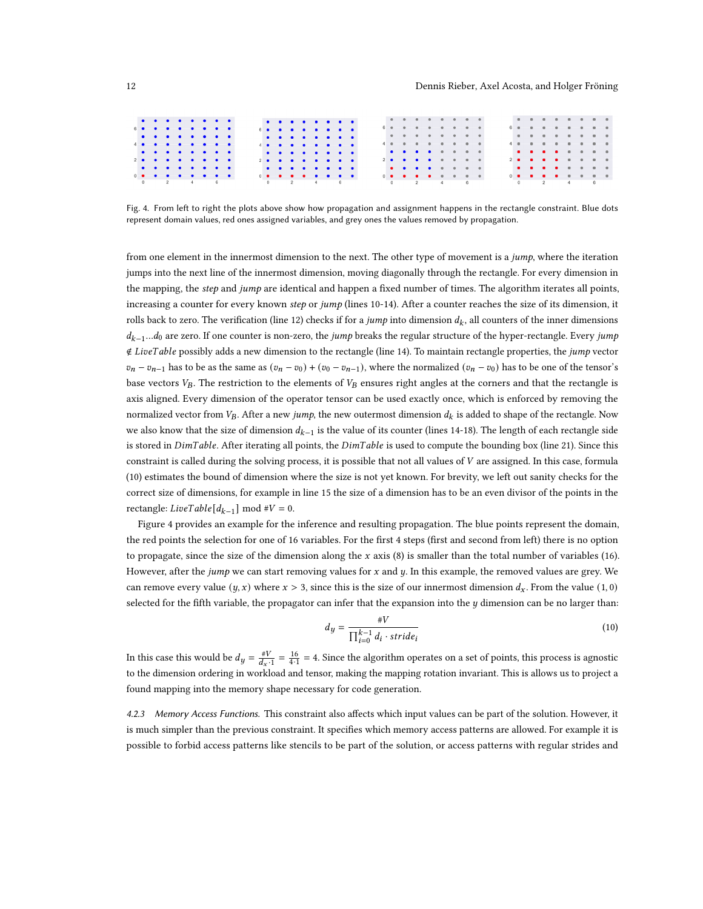Fig. 4. From left to right the plots above show how propagation and assignment happens in the rectangle constraint. Blue dots represent domain values, red ones assigned variables, and grey ones the values removed by propagation.

from one element in the innermost dimension to the next. The other type of movement is a *jump*, where the iteration jumps into the next line of the innermost dimension, moving diagonally through the rectangle. For every dimension in the mapping, the *step* and *jump* are identical and happen a fixed number of times. The algorithm iterates all points, increasing a counter for every known *step* or *jump* (lines 10-14). After a counter reaches the size of its dimension, it rolls back to zero. The verification (line 12) checks if for a *jump* into dimension $d_k$, all counters of the inner dimensions $d_{k-1}...d_0$ are zero. If one counter is non-zero, the *jump* breaks the regular structure of the hyper-rectangle. Every *jump* $\notin LiveTable$ possibly adds a new dimension to the rectangle (line 14). To maintain rectangle properties, the *jump* vector $v_n - v_{n-1}$ has to be as the same as $(v_n - v_0) + (v_0 - v_{n-1})$, where the normalized $(v_n - v_0)$ has to be one of the tensor's base vectors $V_B$. The restriction to the elements of $V_B$ ensures right angles at the corners and that the rectangle is axis aligned. Every dimension of the operator tensor can be used exactly once, which is enforced by removing the normalized vector from $V_B$. After a new *jump*, the new outermost dimension $d_k$ is added to shape of the rectangle. Now we also know that the size of dimension $d_{k-1}$ is the value of its counter (lines 14-18). The length of each rectangle side is stored in $DimTable$. After iterating all points, the $DimTable$ is used to compute the bounding box (line 21). Since this constraint is called during the solving process, it is possible that not all values of $V$ are assigned. In this case, formula (10) estimates the bound of dimension where the size is not yet known. For brevity, we left out sanity checks for the correct size of dimensions, for example in line 15 the size of a dimension has to be an even divisor of the points in the rectangle: $LiveTable[d_{k-1}] \bmod \#V = 0$.

Figure 4 provides an example for the inference and resulting propagation. The blue points represent the domain, the red points the selection for one of 16 variables. For the first 4 steps (first and second from left) there is no option to propagate, since the size of the dimension along the $x$ axis (8) is smaller than the total number of variables (16). However, after the *jump* we can start removing values for $x$ and $y$. In this example, the removed values are grey. We can remove every value $(y, x)$ where $x > 3$, since this is the size of our innermost dimension $d_x$. From the value $(1, 0)$ selected for the fifth variable, the propagator can infer that the expansion into the $y$ dimension can be no larger than:

$$d_y = \frac{\#V}{\prod_{i=0}^{k-1} d_i \cdot stride_i} \tag{10}$$

In this case this would be $d_y = \frac{\#V}{d_x \cdot 1} = \frac{16}{4 \cdot 1} = 4$. Since the algorithm operates on a set of points, this process is agnostic to the dimension ordering in workload and tensor, making the mapping rotation invariant. This is allows us to project a found mapping into the memory shape necessary for code generation.

#### 4.2.3 Memory Access Functions.

This constraint also affects which input values can be part of the solution. However, it is much simpler than the previous constraint. It specifies which memory access patterns are allowed. For example it is possible to forbid access patterns like stencils to be part of the solution, or access patterns with regular strides and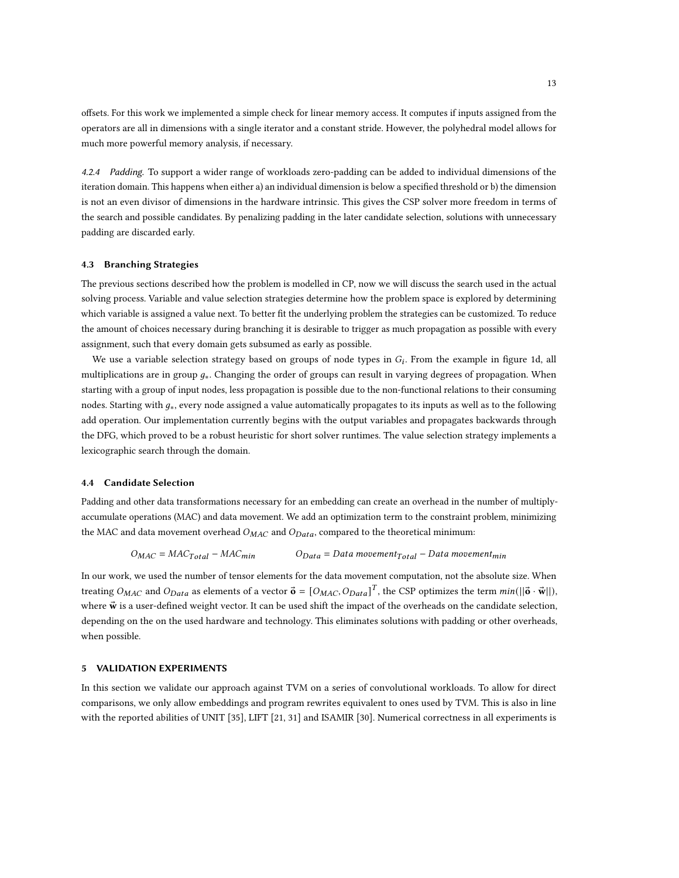offsets. For this work we implemented a simple check for linear memory access. It computes if inputs assigned from the operators are all in dimensions with a single iterator and a constant stride. However, the polyhedral model allows for much more powerful memory analysis, if necessary.

#### 4.2.4 *Padding.*

To support a wider range of workloads zero-padding can be added to individual dimensions of the iteration domain. This happens when either a) an individual dimension is below a specified threshold or b) the dimension is not an even divisor of dimensions in the hardware intrinsic. This gives the CSP solver more freedom in terms of the search and possible candidates. By penalizing padding in the later candidate selection, solutions with unnecessary padding are discarded early.

### 4.3 Branching Strategies

The previous sections described how the problem is modelled in CP, now we will discuss the search used in the actual solving process. Variable and value selection strategies determine how the problem space is explored by determining which variable is assigned a value next. To better fit the underlying problem the strategies can be customized. To reduce the amount of choices necessary during branching it is desirable to trigger as much propagation as possible with every assignment, such that every domain gets subsumed as early as possible.

We use a variable selection strategy based on groups of node types in $G_i$. From the example in figure 1d, all multiplications are in group $g_*$. Changing the order of groups can result in varying degrees of propagation. When starting with a group of input nodes, less propagation is possible due to the non-functional relations to their consuming nodes. Starting with $g_*$, every node assigned a value automatically propagates to its inputs as well as to the following add operation. Our implementation currently begins with the output variables and propagates backwards through the DFG, which proved to be a robust heuristic for short solver runtimes. The value selection strategy implements a lexicographic search through the domain.

### 4.4 Candidate Selection

Padding and other data transformations necessary for an embedding can create an overhead in the number of multiply-accumulate operations (MAC) and data movement. We add an optimization term to the constraint problem, minimizing the MAC and data movement overhead $O_{MAC}$ and $O_{Data}$, compared to the theoretical minimum:

$$O_{MAC} = MAC_{Total} - MAC_{min} \qquad O_{Data} = Data\ movement_{Total} - Data\ movement_{min}$$

In our work, we used the number of tensor elements for the data movement computation, not the absolute size. When treating $O_{MAC}$ and $O_{Data}$ as elements of a vector $\vec{\mathbf{o}} = [O_{MAC}, O_{Data}]^T$, the CSP optimizes the term $min(||\vec{\mathbf{o}} \cdot \vec{\mathbf{w}}||)$, where $\vec{\mathbf{w}}$ is a user-defined weight vector. It can be used shift the impact of the overheads on the candidate selection, depending on the on the used hardware and technology. This eliminates solutions with padding or other overheads, when possible.

## 5 VALIDATION EXPERIMENTS

In this section we validate our approach against TVM on a series of convolutional workloads. To allow for direct comparisons, we only allow embeddings and program rewrites equivalent to ones used by TVM. This is also in line with the reported abilities of UNIT [35], LIFT [21, 31] and ISAMIR [30]. Numerical correctness in all experiments is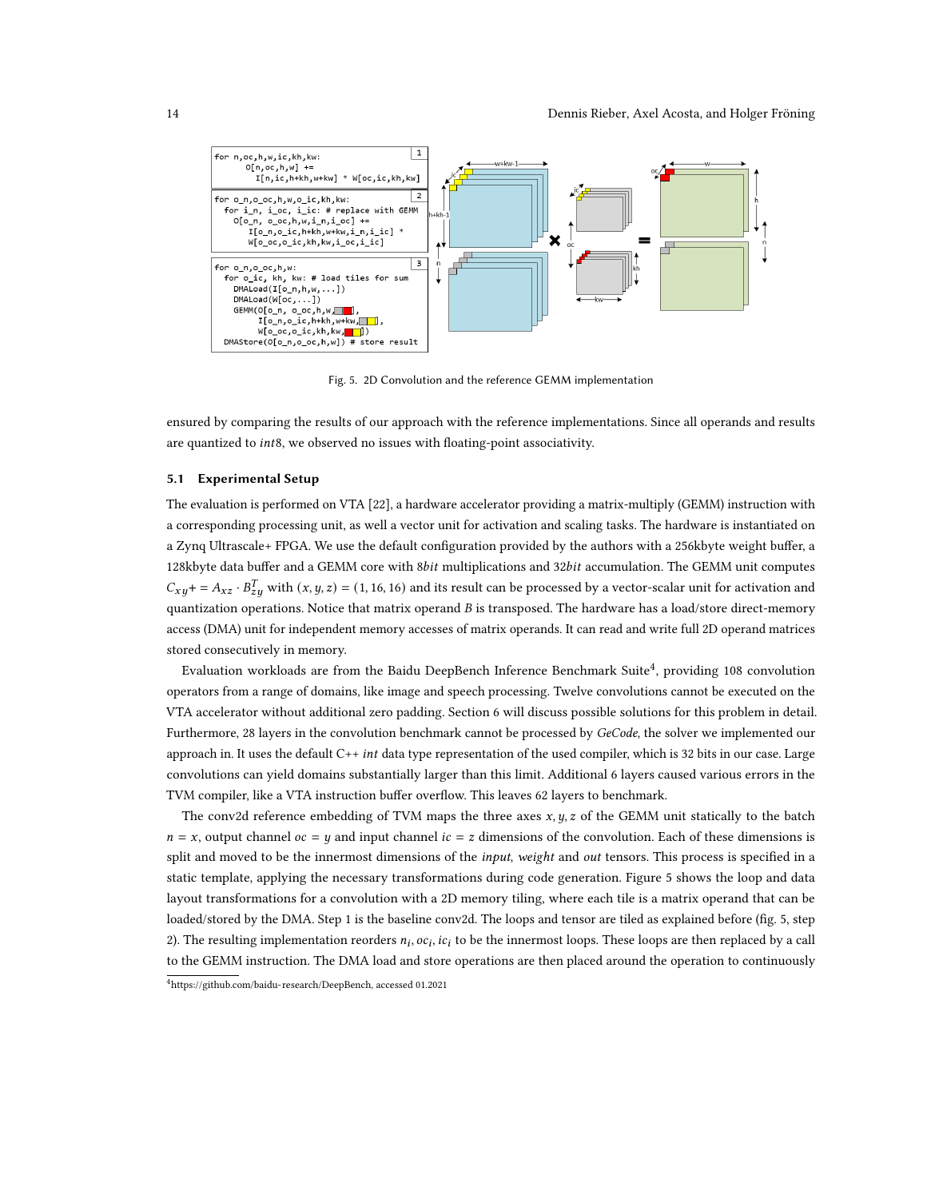```
for n,oc,h,w,ic,kh,kw:
    O[n,oc,h,w] +=
        I[n,ic,h+kh,w+kw] * W[oc,ic,kh,kw]
```

```
for o_n,o_oc,h,w,o_ic,kh,kw:
  for i_n, i_oc, i_ic: # replace with GEMM
    O[o_n, o_oc,h,w,i_n,i_oc] +=
        I[o_n,o_ic,h+kh,w+kw,i_n,i_ic] *
        W[o_oc,o_ic,kh,kw,i_oc,i_ic]
```

```
for o_n,o_oc,h,w:
  for o_ic, kh, kw: # load tiles for sum
    DMALoad(I[o_n,h,w,...])
    DMALoad(W[oc,...])
    GEMM(O[o_n, o_oc,h,w,  ],
         I[o_n,o_ic,h+kh,w+kw,  ],
         W[o_oc,o_ic,kh,kw,  ])
  DMAStore(O[o_n,o_oc,h,w]) # store result
```

Fig. 5. 2D Convolution and the reference GEMM implementation

ensured by comparing the results of our approach with the reference implementations. Since all operands and results are quantized to *int*8, we observed no issues with floating-point associativity.

### 5.1 Experimental Setup

The evaluation is performed on VTA [22], a hardware accelerator providing a matrix-multiply (GEMM) instruction with a corresponding processing unit, as well a vector unit for activation and scaling tasks. The hardware is instantiated on a Zynq Ultrascale+ FPGA. We use the default configuration provided by the authors with a 256kbyte weight buffer, a 128kbyte data buffer and a GEMM core with 8*bit* multiplications and 32*bit* accumulation. The GEMM unit computes $C_{xy} += A_{xz} \cdot B^T_{zy}$ with $(x, y, z) = (1, 16, 16)$ and its result can be processed by a vector-scalar unit for activation and quantization operations. Notice that matrix operand $B$ is transposed. The hardware has a load/store direct-memory access (DMA) unit for independent memory accesses of matrix operands. It can read and write full 2D operand matrices stored consecutively in memory.

Evaluation workloads are from the Baidu DeepBench Inference Benchmark Suite[4], providing 108 convolution operators from a range of domains, like image and speech processing. Twelve convolutions cannot be executed on the VTA accelerator without additional zero padding. Section 6 will discuss possible solutions for this problem in detail. Furthermore, 28 layers in the convolution benchmark cannot be processed by *GeCode*, the solver we implemented our approach in. It uses the default C++ *int* data type representation of the used compiler, which is 32 bits in our case. Large convolutions can yield domains substantially larger than this limit. Additional 6 layers caused various errors in the TVM compiler, like a VTA instruction buffer overflow. This leaves 62 layers to benchmark.

The conv2d reference embedding of TVM maps the three axes $x, y, z$ of the GEMM unit statically to the batch $n = x$, output channel $oc = y$ and input channel $ic = z$ dimensions of the convolution. Each of these dimensions is split and moved to be the innermost dimensions of the *input*, *weight* and *out* tensors. This process is specified in a static template, applying the necessary transformations during code generation. Figure 5 shows the loop and data layout transformations for a convolution with a 2D memory tiling, where each tile is a matrix operand that can be loaded/stored by the DMA. Step 1 is the baseline conv2d. The loops and tensor are tiled as explained before (fig. 5, step 2). The resulting implementation reorders $n_i, oc_i, ic_i$ to be the innermost loops. These loops are then replaced by a call to the GEMM instruction. The DMA load and store operations are then placed around the operation to continuously

[4] https://github.com/baidu-research/DeepBench, accessed 01.2021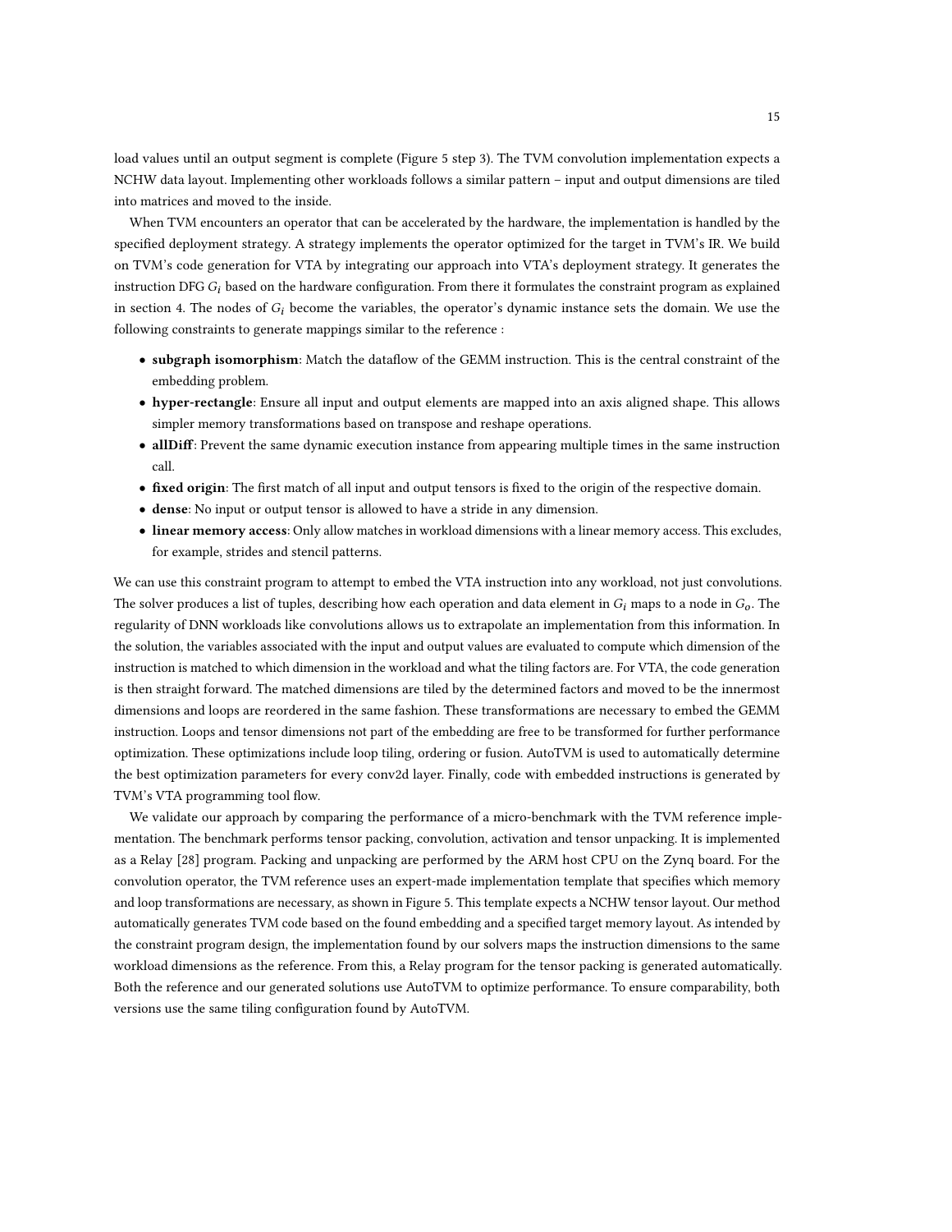load values until an output segment is complete (Figure 5 step 3). The TVM convolution implementation expects a NCHW data layout. Implementing other workloads follows a similar pattern – input and output dimensions are tiled into matrices and moved to the inside.

When TVM encounters an operator that can be accelerated by the hardware, the implementation is handled by the specified deployment strategy. A strategy implements the operator optimized for the target in TVM's IR. We build on TVM's code generation for VTA by integrating our approach into VTA's deployment strategy. It generates the instruction DFG $G_i$ based on the hardware configuration. From there it formulates the constraint program as explained in section 4. The nodes of $G_i$ become the variables, the operator's dynamic instance sets the domain. We use the following constraints to generate mappings similar to the reference :

- **subgraph isomorphism**: Match the dataflow of the GEMM instruction. This is the central constraint of the embedding problem.
- **hyper-rectangle**: Ensure all input and output elements are mapped into an axis aligned shape. This allows simpler memory transformations based on transpose and reshape operations.
- **allDiff**: Prevent the same dynamic execution instance from appearing multiple times in the same instruction call.
- **fixed origin**: The first match of all input and output tensors is fixed to the origin of the respective domain.
- **dense**: No input or output tensor is allowed to have a stride in any dimension.
- **linear memory access**: Only allow matches in workload dimensions with a linear memory access. This excludes, for example, strides and stencil patterns.

We can use this constraint program to attempt to embed the VTA instruction into any workload, not just convolutions. The solver produces a list of tuples, describing how each operation and data element in $G_i$ maps to a node in $G_o$. The regularity of DNN workloads like convolutions allows us to extrapolate an implementation from this information. In the solution, the variables associated with the input and output values are evaluated to compute which dimension of the instruction is matched to which dimension in the workload and what the tiling factors are. For VTA, the code generation is then straight forward. The matched dimensions are tiled by the determined factors and moved to be the innermost dimensions and loops are reordered in the same fashion. These transformations are necessary to embed the GEMM instruction. Loops and tensor dimensions not part of the embedding are free to be transformed for further performance optimization. These optimizations include loop tiling, ordering or fusion. AutoTVM is used to automatically determine the best optimization parameters for every conv2d layer. Finally, code with embedded instructions is generated by TVM's VTA programming tool flow.

We validate our approach by comparing the performance of a micro-benchmark with the TVM reference implementation. The benchmark performs tensor packing, convolution, activation and tensor unpacking. It is implemented as a Relay [28] program. Packing and unpacking are performed by the ARM host CPU on the Zynq board. For the convolution operator, the TVM reference uses an expert-made implementation template that specifies which memory and loop transformations are necessary, as shown in Figure 5. This template expects a NCHW tensor layout. Our method automatically generates TVM code based on the found embedding and a specified target memory layout. As intended by the constraint program design, the implementation found by our solvers maps the instruction dimensions to the same workload dimensions as the reference. From this, a Relay program for the tensor packing is generated automatically. Both the reference and our generated solutions use AutoTVM to optimize performance. To ensure comparability, both versions use the same tiling configuration found by AutoTVM.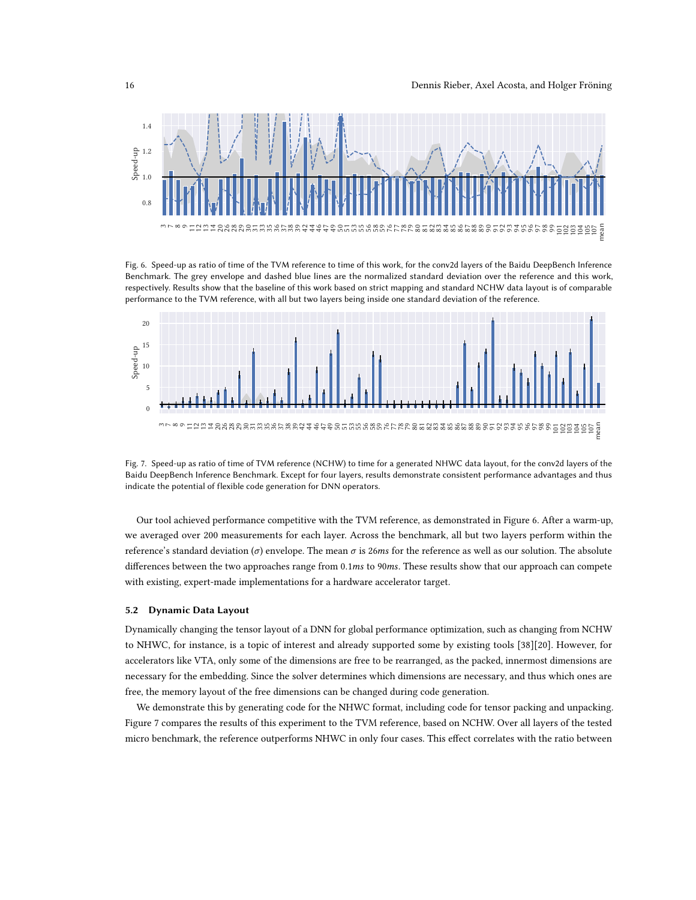Fig. 6. Speed-up as ratio of time of the TVM reference to time of this work, for the conv2d layers of the Baidu DeepBench Inference Benchmark. The grey envelope and dashed blue lines are the normalized standard deviation over the reference and this work, respectively. Results show that the baseline of this work based on strict mapping and standard NCHW data layout is of comparable performance to the TVM reference, with all but two layers being inside one standard deviation of the reference.

Fig. 7. Speed-up as ratio of time of TVM reference (NCHW) to time for a generated NHWC data layout, for the conv2d layers of the Baidu DeepBench Inference Benchmark. Except for four layers, results demonstrate consistent performance advantages and thus indicate the potential of flexible code generation for DNN operators.

Our tool achieved performance competitive with the TVM reference, as demonstrated in Figure 6. After a warm-up, we averaged over 200 measurements for each layer. Across the benchmark, all but two layers perform within the reference's standard deviation ($\sigma$) envelope. The mean $\sigma$ is $26ms$ for the reference as well as our solution. The absolute differences between the two approaches range from $0.1ms$ to $90ms$. These results show that our approach can compete with existing, expert-made implementations for a hardware accelerator target.

### 5.2 Dynamic Data Layout

Dynamically changing the tensor layout of a DNN for global performance optimization, such as changing from NCHW to NHWC, for instance, is a topic of interest and already supported some by existing tools [38][20]. However, for accelerators like VTA, only some of the dimensions are free to be rearranged, as the packed, innermost dimensions are necessary for the embedding. Since the solver determines which dimensions are necessary, and thus which ones are free, the memory layout of the free dimensions can be changed during code generation.

We demonstrate this by generating code for the NHWC format, including code for tensor packing and unpacking. Figure 7 compares the results of this experiment to the TVM reference, based on NCHW. Over all layers of the tested micro benchmark, the reference outperforms NHWC in only four cases. This effect correlates with the ratio between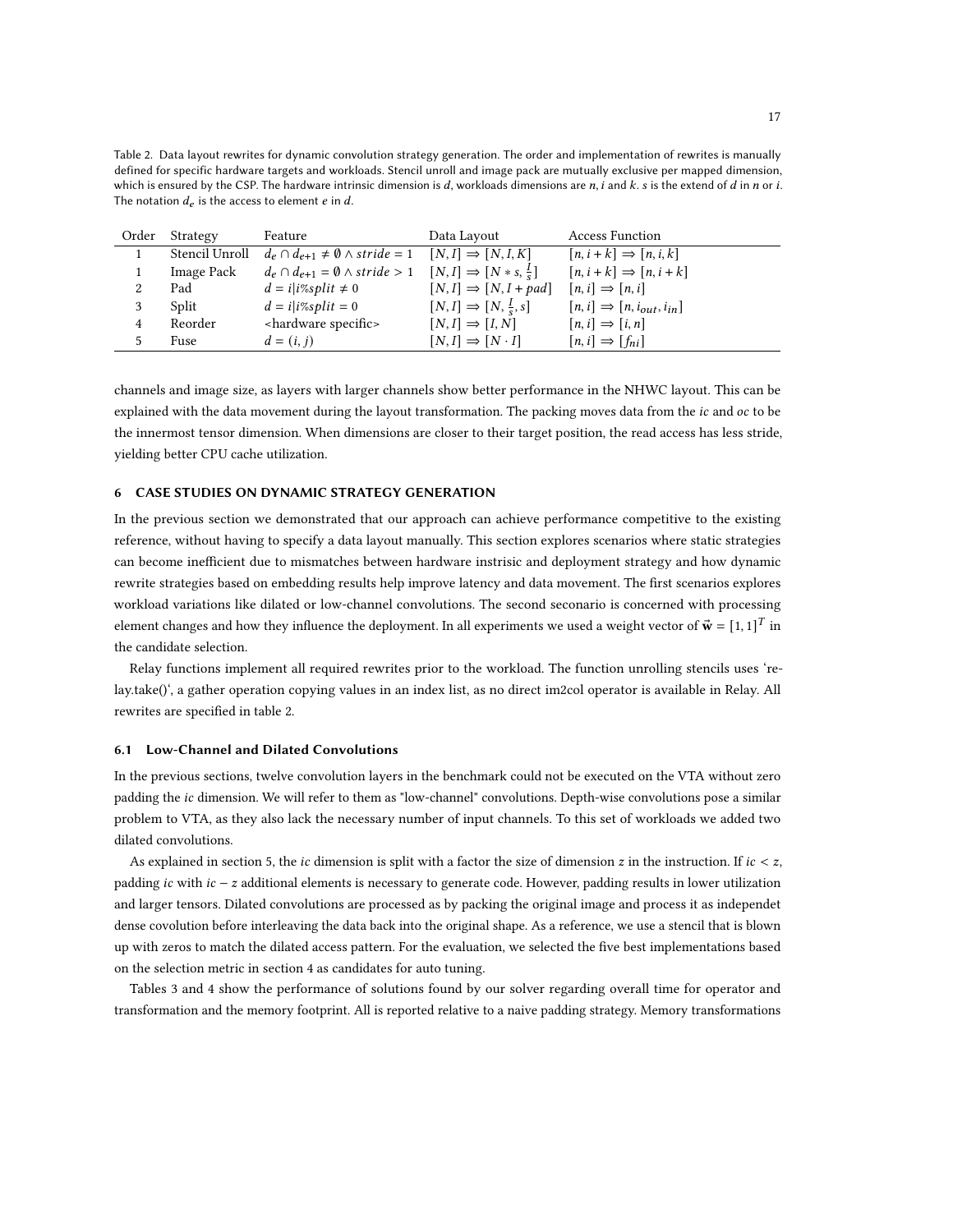Table 2. Data layout rewrites for dynamic convolution strategy generation. The order and implementation of rewrites is manually defined for specific hardware targets and workloads. Stencil unroll and image pack are mutually exclusive per mapped dimension, which is ensured by the CSP. The hardware intrinsic dimension is $d$, workloads dimensions are $n$, $i$ and $k$. $s$ is the extend of $d$ in $n$ or $i$. The notation $d_e$ is the access to element $e$ in $d$.

| Order | Strategy | Feature | Data Layout | Access Function |
|---|---|---|---|---|
| 1 | Stencil Unroll | $d_e \cap d_{e+1} \neq \emptyset \land stride = 1$ | $[N, I] \Rightarrow [N, I, K]$ | $[n, i+k] \Rightarrow [n, i, k]$ |
| 1 | Image Pack | $d_e \cap d_{e+1} = \emptyset \land stride > 1$ | $[N, I] \Rightarrow [N * s, \frac{I}{s}]$ | $[n, i+k] \Rightarrow [n, i+k]$ |
| 2 | Pad | $d = i \vert i\%split \neq 0$ | $[N, I] \Rightarrow [N, I + pad]$ | $[n, i] \Rightarrow [n, i]$ |
| 3 | Split | $d = i \vert i\%split = 0$ | $[N, I] \Rightarrow [N, \frac{I}{s}, s]$ | $[n, i] \Rightarrow [n, i_{out}, i_{in}]$ |
| 4 | Reorder | <hardware specific> | $[N, I] \Rightarrow [I, N]$ | $[n, i] \Rightarrow [i, n]$ |
| 5 | Fuse | $d = (i, j)$ | $[N, I] \Rightarrow [N \cdot I]$ | $[n, i] \Rightarrow [f_{ni}]$ |

channels and image size, as layers with larger channels show better performance in the NHWC layout. This can be explained with the data movement during the layout transformation. The packing moves data from the *ic* and *oc* to be the innermost tensor dimension. When dimensions are closer to their target position, the read access has less stride, yielding better CPU cache utilization.

## 6 CASE STUDIES ON DYNAMIC STRATEGY GENERATION

In the previous section we demonstrated that our approach can achieve performance competitive to the existing reference, without having to specify a data layout manually. This section explores scenarios where static strategies can become inefficient due to mismatches between hardware instrisic and deployment strategy and how dynamic rewrite strategies based on embedding results help improve latency and data movement. The first scenarios explores workload variations like dilated or low-channel convolutions. The second seconario is concerned with processing element changes and how they influence the deployment. In all experiments we used a weight vector of $\vec{\mathbf{w}} = [1, 1]^T$ in the candidate selection.

Relay functions implement all required rewrites prior to the workload. The function unrolling stencils uses 'relay.take()', a gather operation copying values in an index list, as no direct im2col operator is available in Relay. All rewrites are specified in table 2.

### 6.1 Low-Channel and Dilated Convolutions

In the previous sections, twelve convolution layers in the benchmark could not be executed on the VTA without zero padding the *ic* dimension. We will refer to them as "low-channel" convolutions. Depth-wise convolutions pose a similar problem to VTA, as they also lack the necessary number of input channels. To this set of workloads we added two dilated convolutions.

As explained in section 5, the *ic* dimension is split with a factor the size of dimension *z* in the instruction. If $ic < z$, padding *ic* with $ic - z$ additional elements is necessary to generate code. However, padding results in lower utilization and larger tensors. Dilated convolutions are processed as by packing the original image and process it as independet dense covolution before interleaving the data back into the original shape. As a reference, we use a stencil that is blown up with zeros to match the dilated access pattern. For the evaluation, we selected the five best implementations based on the selection metric in section 4 as candidates for auto tuning.

Tables 3 and 4 show the performance of solutions found by our solver regarding overall time for operator and transformation and the memory footprint. All is reported relative to a naive padding strategy. Memory transformations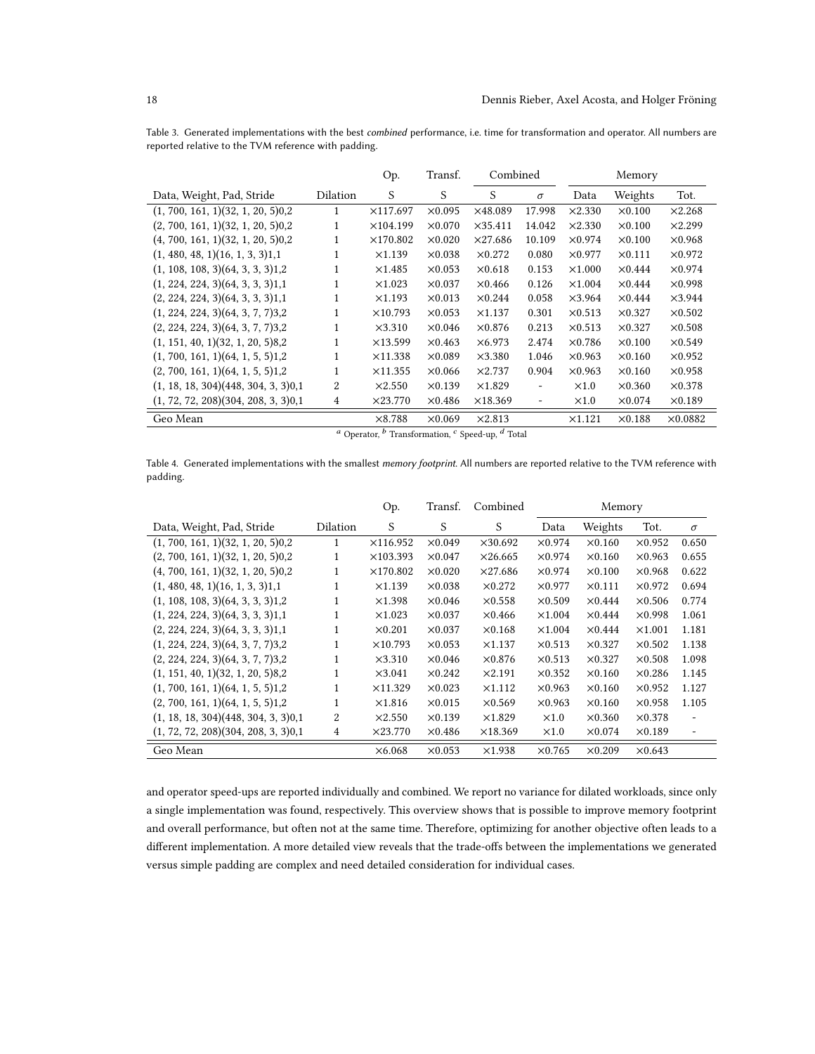Table 3. Generated implementations with the best *combined* performance, i.e. time for transformation and operator. All numbers are reported relative to the TVM reference with padding.

| | | Op. | Transf. | Combined | | Memory | | |
|---|---|---|---|---|---|---|---|---|
| Data, Weight, Pad, Stride | Dilation | S | S | S | $\sigma$ | Data | Weights | Tot. |
| (1, 700, 161, 1)(32, 1, 20, 5)0,2 | 1 | ×117.697 | ×0.095 | ×48.089 | 17.998 | ×2.330 | ×0.100 | ×2.268 |
| (2, 700, 161, 1)(32, 1, 20, 5)0,2 | 1 | ×104.199 | ×0.070 | ×35.411 | 14.042 | ×2.330 | ×0.100 | ×2.299 |
| (4, 700, 161, 1)(32, 1, 20, 5)0,2 | 1 | ×170.802 | ×0.020 | ×27.686 | 10.109 | ×0.974 | ×0.100 | ×0.968 |
| (1, 480, 48, 1)(16, 1, 3, 3)1,1 | 1 | ×1.139 | ×0.038 | ×0.272 | 0.080 | ×0.977 | ×0.111 | ×0.972 |
| (1, 108, 108, 3)(64, 3, 3, 3)1,2 | 1 | ×1.485 | ×0.053 | ×0.618 | 0.153 | ×1.000 | ×0.444 | ×0.974 |
| (1, 224, 224, 3)(64, 3, 3, 3)1,1 | 1 | ×1.023 | ×0.037 | ×0.466 | 0.126 | ×1.004 | ×0.444 | ×0.998 |
| (2, 224, 224, 3)(64, 3, 3, 3)1,1 | 1 | ×1.193 | ×0.013 | ×0.244 | 0.058 | ×3.964 | ×0.444 | ×3.944 |
| (1, 224, 224, 3)(64, 3, 7, 7)3,2 | 1 | ×10.793 | ×0.053 | ×1.137 | 0.301 | ×0.513 | ×0.327 | ×0.502 |
| (2, 224, 224, 3)(64, 3, 7, 7)3,2 | 1 | ×3.310 | ×0.046 | ×0.876 | 0.213 | ×0.513 | ×0.327 | ×0.508 |
| (1, 151, 40, 1)(32, 1, 20, 5)8,2 | 1 | ×13.599 | ×0.463 | ×6.973 | 2.474 | ×0.786 | ×0.100 | ×0.549 |
| (1, 700, 161, 1)(64, 1, 5, 5)1,2 | 1 | ×11.338 | ×0.089 | ×3.380 | 1.046 | ×0.963 | ×0.160 | ×0.952 |
| (2, 700, 161, 1)(64, 1, 5, 5)1,2 | 1 | ×11.355 | ×0.066 | ×2.737 | 0.904 | ×0.963 | ×0.160 | ×0.958 |
| (1, 18, 18, 304)(448, 304, 3, 3)0,1 | 2 | ×2.550 | ×0.139 | ×1.829 | - | ×1.0 | ×0.360 | ×0.378 |
| (1, 72, 72, 208)(304, 208, 3, 3)0,1 | 4 | ×23.770 | ×0.486 | ×18.369 | - | ×1.0 | ×0.074 | ×0.189 |
| Geo Mean | | ×8.788 | ×0.069 | ×2.813 | | ×1.121 | ×0.188 | ×0.0882 |

[a] Operator, [b] Transformation, [c] Speed-up, [d] Total

Table 4. Generated implementations with the smallest *memory footprint*. All numbers are reported relative to the TVM reference with padding.

| | | Op. | Transf. | Combined | Memory | | | |
|---|---|---|---|---|---|---|---|---|
| Data, Weight, Pad, Stride | Dilation | S | S | S | Data | Weights | Tot. | $\sigma$ |
| (1, 700, 161, 1)(32, 1, 20, 5)0,2 | 1 | ×116.952 | ×0.049 | ×30.692 | ×0.974 | ×0.160 | ×0.952 | 0.650 |
| (2, 700, 161, 1)(32, 1, 20, 5)0,2 | 1 | ×103.393 | ×0.047 | ×26.665 | ×0.974 | ×0.160 | ×0.963 | 0.655 |
| (4, 700, 161, 1)(32, 1, 20, 5)0,2 | 1 | ×170.802 | ×0.020 | ×27.686 | ×0.974 | ×0.100 | ×0.968 | 0.622 |
| (1, 480, 48, 1)(16, 1, 3, 3)1,1 | 1 | ×1.139 | ×0.038 | ×0.272 | ×0.977 | ×0.111 | ×0.972 | 0.694 |
| (1, 108, 108, 3)(64, 3, 3, 3)1,2 | 1 | ×1.398 | ×0.046 | ×0.558 | ×0.509 | ×0.444 | ×0.506 | 0.774 |
| (1, 224, 224, 3)(64, 3, 3, 3)1,1 | 1 | ×1.023 | ×0.037 | ×0.466 | ×1.004 | ×0.444 | ×0.998 | 1.061 |
| (2, 224, 224, 3)(64, 3, 3, 3)1,1 | 1 | ×0.201 | ×0.037 | ×0.168 | ×1.004 | ×0.444 | ×1.001 | 1.181 |
| (1, 224, 224, 3)(64, 3, 7, 7)3,2 | 1 | ×10.793 | ×0.053 | ×1.137 | ×0.513 | ×0.327 | ×0.502 | 1.138 |
| (2, 224, 224, 3)(64, 3, 7, 7)3,2 | 1 | ×3.310 | ×0.046 | ×0.876 | ×0.513 | ×0.327 | ×0.508 | 1.098 |
| (1, 151, 40, 1)(32, 1, 20, 5)8,2 | 1 | ×3.041 | ×0.242 | ×2.191 | ×0.352 | ×0.160 | ×0.286 | 1.145 |
| (1, 700, 161, 1)(64, 1, 5, 5)1,2 | 1 | ×11.329 | ×0.023 | ×1.112 | ×0.963 | ×0.160 | ×0.952 | 1.127 |
| (2, 700, 161, 1)(64, 1, 5, 5)1,2 | 1 | ×1.816 | ×0.015 | ×0.569 | ×0.963 | ×0.160 | ×0.958 | 1.105 |
| (1, 18, 18, 304)(448, 304, 3, 3)0,1 | 2 | ×2.550 | ×0.139 | ×1.829 | ×1.0 | ×0.360 | ×0.378 | - |
| (1, 72, 72, 208)(304, 208, 3, 3)0,1 | 4 | ×23.770 | ×0.486 | ×18.369 | ×1.0 | ×0.074 | ×0.189 | - |
| Geo Mean | | ×6.068 | ×0.053 | ×1.938 | ×0.765 | ×0.209 | ×0.643 | |

and operator speed-ups are reported individually and combined. We report no variance for dilated workloads, since only a single implementation was found, respectively. This overview shows that is possible to improve memory footprint and overall performance, but often not at the same time. Therefore, optimizing for another objective often leads to a different implementation. A more detailed view reveals that the trade-offs between the implementations we generated versus simple padding are complex and need detailed consideration for individual cases.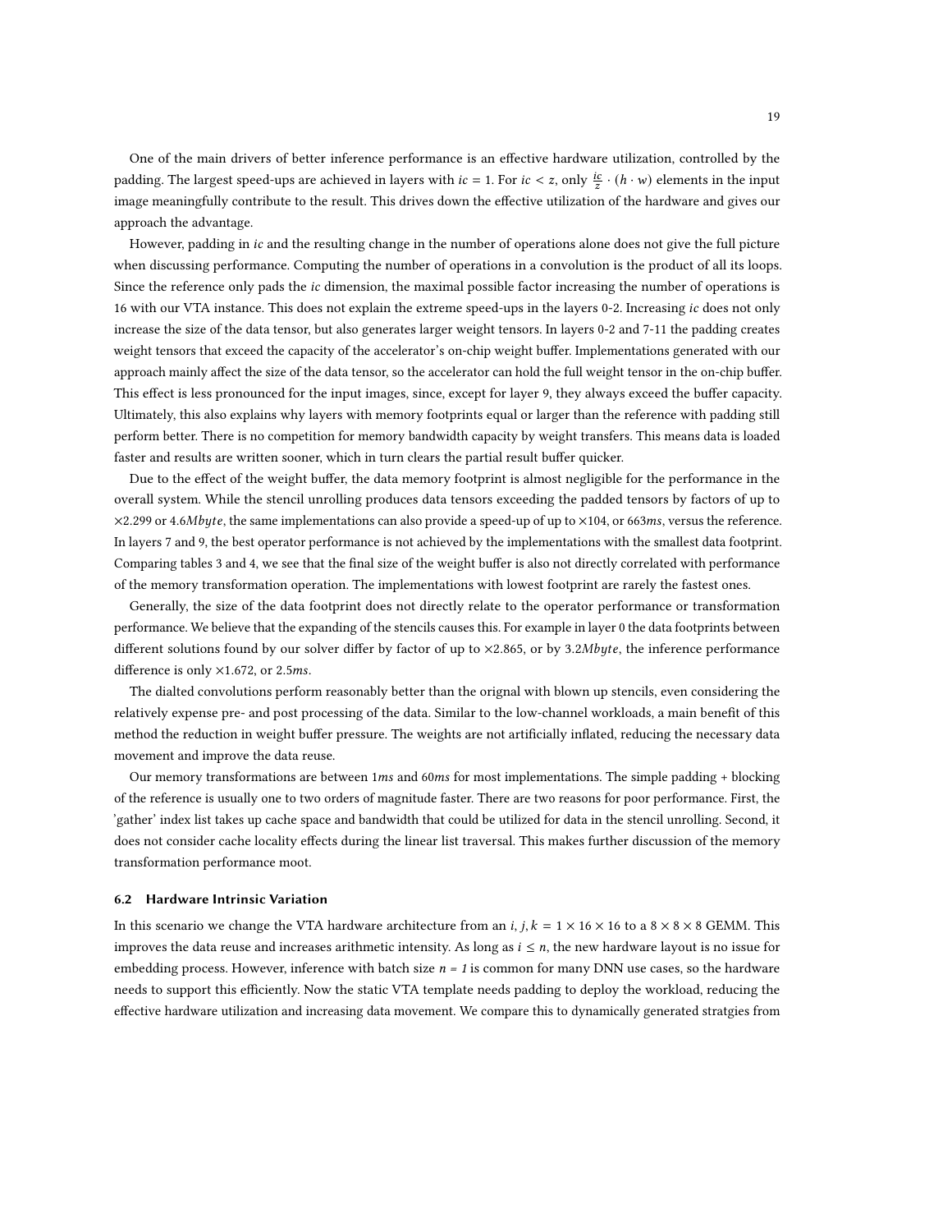One of the main drivers of better inference performance is an effective hardware utilization, controlled by the padding. The largest speed-ups are achieved in layers with $ic = 1$. For $ic < z$, only $\frac{ic}{z} \cdot (h \cdot w)$ elements in the input image meaningfully contribute to the result. This drives down the effective utilization of the hardware and gives our approach the advantage.

However, padding in $ic$ and the resulting change in the number of operations alone does not give the full picture when discussing performance. Computing the number of operations in a convolution is the product of all its loops. Since the reference only pads the $ic$ dimension, the maximal possible factor increasing the number of operations is 16 with our VTA instance. This does not explain the extreme speed-ups in the layers 0-2. Increasing $ic$ does not only increase the size of the data tensor, but also generates larger weight tensors. In layers 0-2 and 7-11 the padding creates weight tensors that exceed the capacity of the accelerator's on-chip weight buffer. Implementations generated with our approach mainly affect the size of the data tensor, so the accelerator can hold the full weight tensor in the on-chip buffer. This effect is less pronounced for the input images, since, except for layer 9, they always exceed the buffer capacity. Ultimately, this also explains why layers with memory footprints equal or larger than the reference with padding still perform better. There is no competition for memory bandwidth capacity by weight transfers. This means data is loaded faster and results are written sooner, which in turn clears the partial result buffer quicker.

Due to the effect of the weight buffer, the data memory footprint is almost negligible for the performance in the overall system. While the stencil unrolling produces data tensors exceeding the padded tensors by factors of up to $\times 2.299$ or $4.6Mbyte$, the same implementations can also provide a speed-up of up to $\times 104$, or $663ms$, versus the reference. In layers 7 and 9, the best operator performance is not achieved by the implementations with the smallest data footprint. Comparing tables 3 and 4, we see that the final size of the weight buffer is also not directly correlated with performance of the memory transformation operation. The implementations with lowest footprint are rarely the fastest ones.

Generally, the size of the data footprint does not directly relate to the operator performance or transformation performance. We believe that the expanding of the stencils causes this. For example in layer 0 the data footprints between different solutions found by our solver differ by factor of up to $\times 2.865$, or by $3.2Mbyte$, the inference performance difference is only $\times 1.672$, or $2.5ms$.

The dialted convolutions perform reasonably better than the orignal with blown up stencils, even considering the relatively expense pre- and post processing of the data. Similar to the low-channel workloads, a main benefit of this method the reduction in weight buffer pressure. The weights are not artificially inflated, reducing the necessary data movement and improve the data reuse.

Our memory transformations are between $1ms$ and $60ms$ for most implementations. The simple padding + blocking of the reference is usually one to two orders of magnitude faster. There are two reasons for poor performance. First, the 'gather' index list takes up cache space and bandwidth that could be utilized for data in the stencil unrolling. Second, it does not consider cache locality effects during the linear list traversal. This makes further discussion of the memory transformation performance moot.

### 6.2 Hardware Intrinsic Variation

In this scenario we change the VTA hardware architecture from an $i, j, k = 1 \times 16 \times 16$ to a $8 \times 8 \times 8$ GEMM. This improves the data reuse and increases arithmetic intensity. As long as $i \leq n$, the new hardware layout is no issue for embedding process. However, inference with batch size $n = 1$ is common for many DNN use cases, so the hardware needs to support this efficiently. Now the static VTA template needs padding to deploy the workload, reducing the effective hardware utilization and increasing data movement. We compare this to dynamically generated stratgies from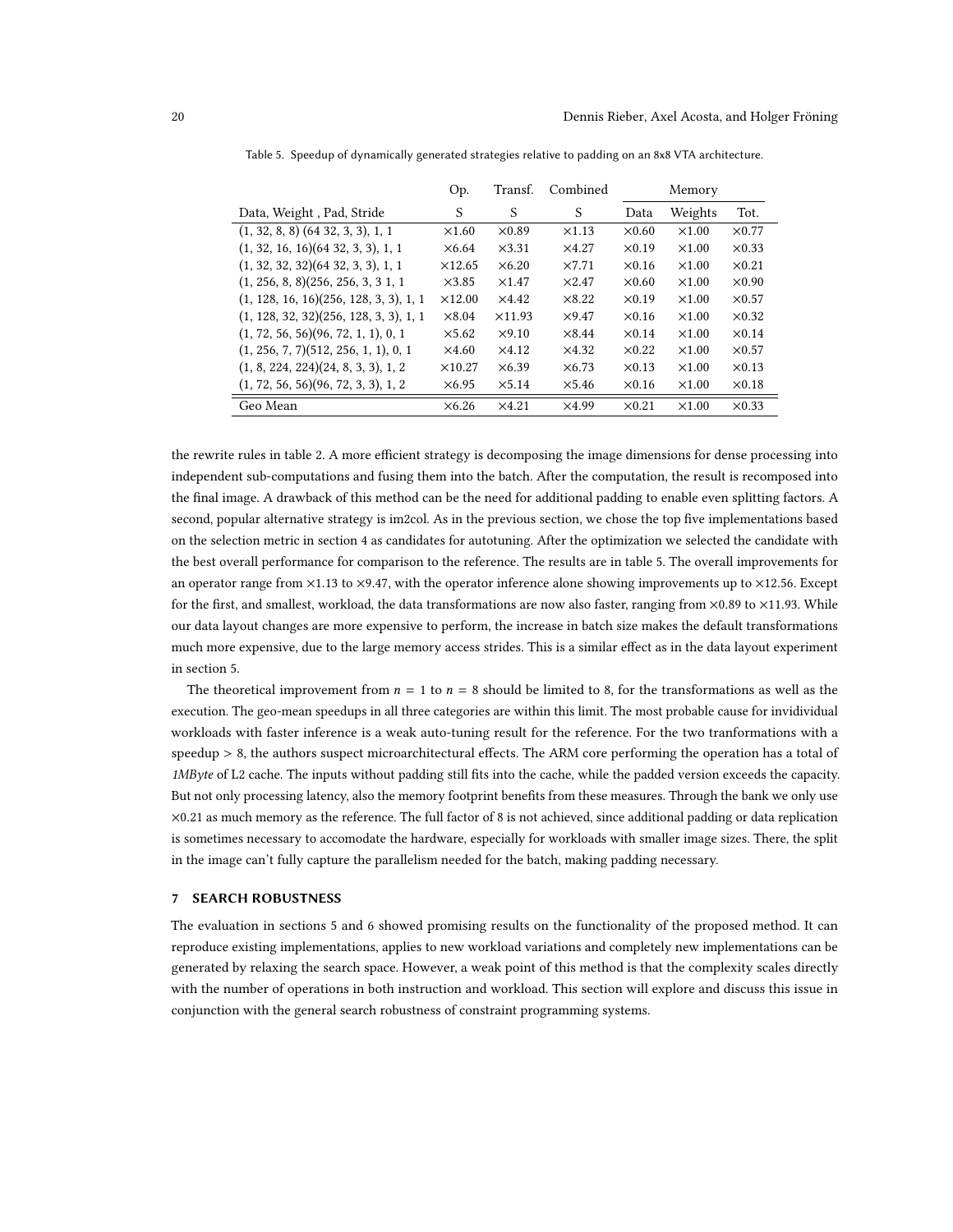Table 5. Speedup of dynamically generated strategies relative to padding on an 8x8 VTA architecture.

| | Op. | Transf. | Combined | Memory | | |
|---|---|---|---|---|---|---|
| Data, Weight , Pad, Stride | S | S | S | Data | Weights | Tot. |
| (1, 32, 8, 8) (64 32, 3, 3), 1, 1 | ×1.60 | ×0.89 | ×1.13 | ×0.60 | ×1.00 | ×0.77 |
| (1, 32, 16, 16)(64 32, 3, 3), 1, 1 | ×6.64 | ×3.31 | ×4.27 | ×0.19 | ×1.00 | ×0.33 |
| (1, 32, 32, 32)(64 32, 3, 3), 1, 1 | ×12.65 | ×6.20 | ×7.71 | ×0.16 | ×1.00 | ×0.21 |
| (1, 256, 8, 8)(256, 256, 3, 3 1, 1 | ×3.85 | ×1.47 | ×2.47 | ×0.60 | ×1.00 | ×0.90 |
| (1, 128, 16, 16)(256, 128, 3, 3), 1, 1 | ×12.00 | ×4.42 | ×8.22 | ×0.19 | ×1.00 | ×0.57 |
| (1, 128, 32, 32)(256, 128, 3, 3), 1, 1 | ×8.04 | ×11.93 | ×9.47 | ×0.16 | ×1.00 | ×0.32 |
| (1, 72, 56, 56)(96, 72, 1, 1), 0, 1 | ×5.62 | ×9.10 | ×8.44 | ×0.14 | ×1.00 | ×0.14 |
| (1, 256, 7, 7)(512, 256, 1, 1), 0, 1 | ×4.60 | ×4.12 | ×4.32 | ×0.22 | ×1.00 | ×0.57 |
| (1, 8, 224, 224)(24, 8, 3, 3), 1, 2 | ×10.27 | ×6.39 | ×6.73 | ×0.13 | ×1.00 | ×0.13 |
| (1, 72, 56, 56)(96, 72, 3, 3), 1, 2 | ×6.95 | ×5.14 | ×5.46 | ×0.16 | ×1.00 | ×0.18 |
| Geo Mean | ×6.26 | ×4.21 | ×4.99 | ×0.21 | ×1.00 | ×0.33 |

the rewrite rules in table 2. A more efficient strategy is decomposing the image dimensions for dense processing into independent sub-computations and fusing them into the batch. After the computation, the result is recomposed into the final image. A drawback of this method can be the need for additional padding to enable even splitting factors. A second, popular alternative strategy is im2col. As in the previous section, we chose the top five implementations based on the selection metric in section 4 as candidates for autotuning. After the optimization we selected the candidate with the best overall performance for comparison to the reference. The results are in table 5. The overall improvements for an operator range from ×1.13 to ×9.47, with the operator inference alone showing improvements up to ×12.56. Except for the first, and smallest, workload, the data transformations are now also faster, ranging from ×0.89 to ×11.93. While our data layout changes are more expensive to perform, the increase in batch size makes the default transformations much more expensive, due to the large memory access strides. This is a similar effect as in the data layout experiment in section 5.

The theoretical improvement from $n = 1$ to $n = 8$ should be limited to 8, for the transformations as well as the execution. The geo-mean speedups in all three categories are within this limit. The most probable cause for invididual workloads with faster inference is a weak auto-tuning result for the reference. For the two tranformations with a speedup > 8, the authors suspect microarchitectural effects. The ARM core performing the operation has a total of *1MByte* of L2 cache. The inputs without padding still fits into the cache, while the padded version exceeds the capacity. But not only processing latency, also the memory footprint benefits from these measures. Through the bank we only use ×0.21 as much memory as the reference. The full factor of 8 is not achieved, since additional padding or data replication is sometimes necessary to accomodate the hardware, especially for workloads with smaller image sizes. There, the split in the image can't fully capture the parallelism needed for the batch, making padding necessary.

## 7 SEARCH ROBUSTNESS

The evaluation in sections 5 and 6 showed promising results on the functionality of the proposed method. It can reproduce existing implementations, applies to new workload variations and completely new implementations can be generated by relaxing the search space. However, a weak point of this method is that the complexity scales directly with the number of operations in both instruction and workload. This section will explore and discuss this issue in conjunction with the general search robustness of constraint programming systems.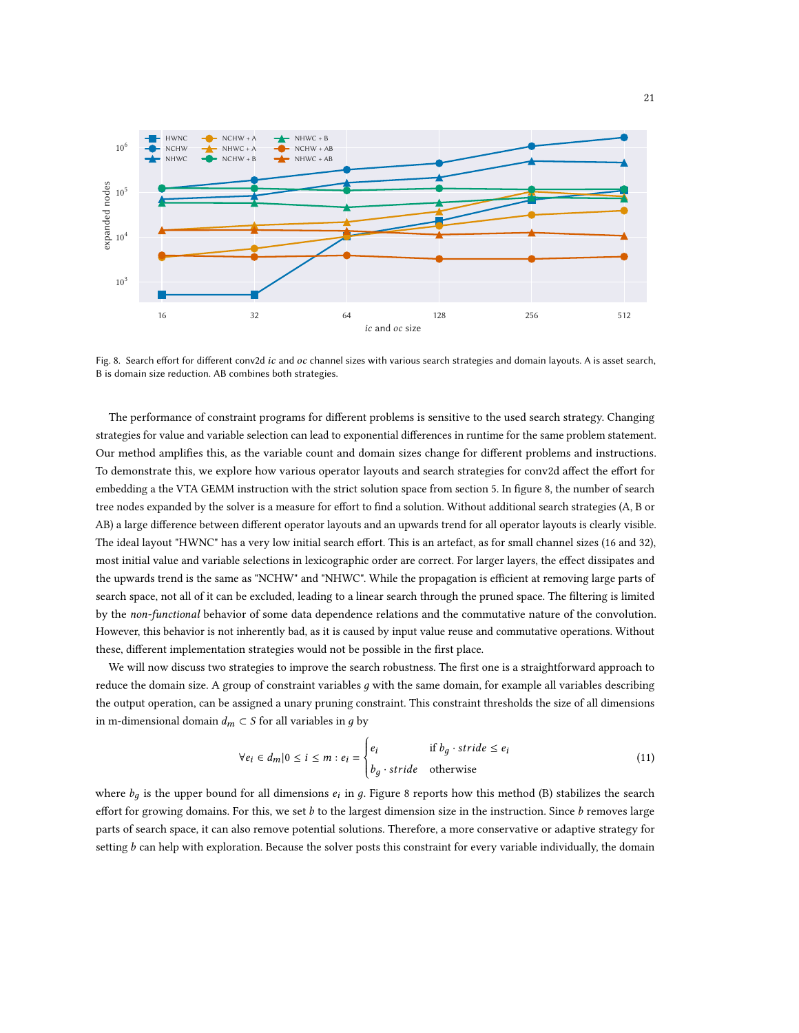Fig. 8. Search effort for different conv2d *ic* and *oc* channel sizes with various search strategies and domain layouts. A is asset search, B is domain size reduction. AB combines both strategies.

The performance of constraint programs for different problems is sensitive to the used search strategy. Changing strategies for value and variable selection can lead to exponential differences in runtime for the same problem statement. Our method amplifies this, as the variable count and domain sizes change for different problems and instructions. To demonstrate this, we explore how various operator layouts and search strategies for conv2d affect the effort for embedding a the VTA GEMM instruction with the strict solution space from section 5. In figure 8, the number of search tree nodes expanded by the solver is a measure for effort to find a solution. Without additional search strategies (A, B or AB) a large difference between different operator layouts and an upwards trend for all operator layouts is clearly visible. The ideal layout "HWNC" has a very low initial search effort. This is an artefact, as for small channel sizes (16 and 32), most initial value and variable selections in lexicographic order are correct. For larger layers, the effect dissipates and the upwards trend is the same as "NCHW" and "NHWC". While the propagation is efficient at removing large parts of search space, not all of it can be excluded, leading to a linear search through the pruned space. The filtering is limited by the *non-functional* behavior of some data dependence relations and the commutative nature of the convolution. However, this behavior is not inherently bad, as it is caused by input value reuse and commutative operations. Without these, different implementation strategies would not be possible in the first place.

We will now discuss two strategies to improve the search robustness. The first one is a straightforward approach to reduce the domain size. A group of constraint variables $g$ with the same domain, for example all variables describing the output operation, can be assigned a unary pruning constraint. This constraint thresholds the size of all dimensions in m-dimensional domain $d_m \subset S$ for all variables in $g$ by

$$\forall e_i \in d_m | 0 \leq i \leq m : e_i = \begin{cases} e_i & \text{if } b_g \cdot stride \leq e_i \\ b_g \cdot stride & \text{otherwise} \end{cases} \tag{11}$$

where $b_g$ is the upper bound for all dimensions $e_i$ in $g$. Figure 8 reports how this method (B) stabilizes the search effort for growing domains. For this, we set $b$ to the largest dimension size in the instruction. Since $b$ removes large parts of search space, it can also remove potential solutions. Therefore, a more conservative or adaptive strategy for setting $b$ can help with exploration. Because the solver posts this constraint for every variable individually, the domain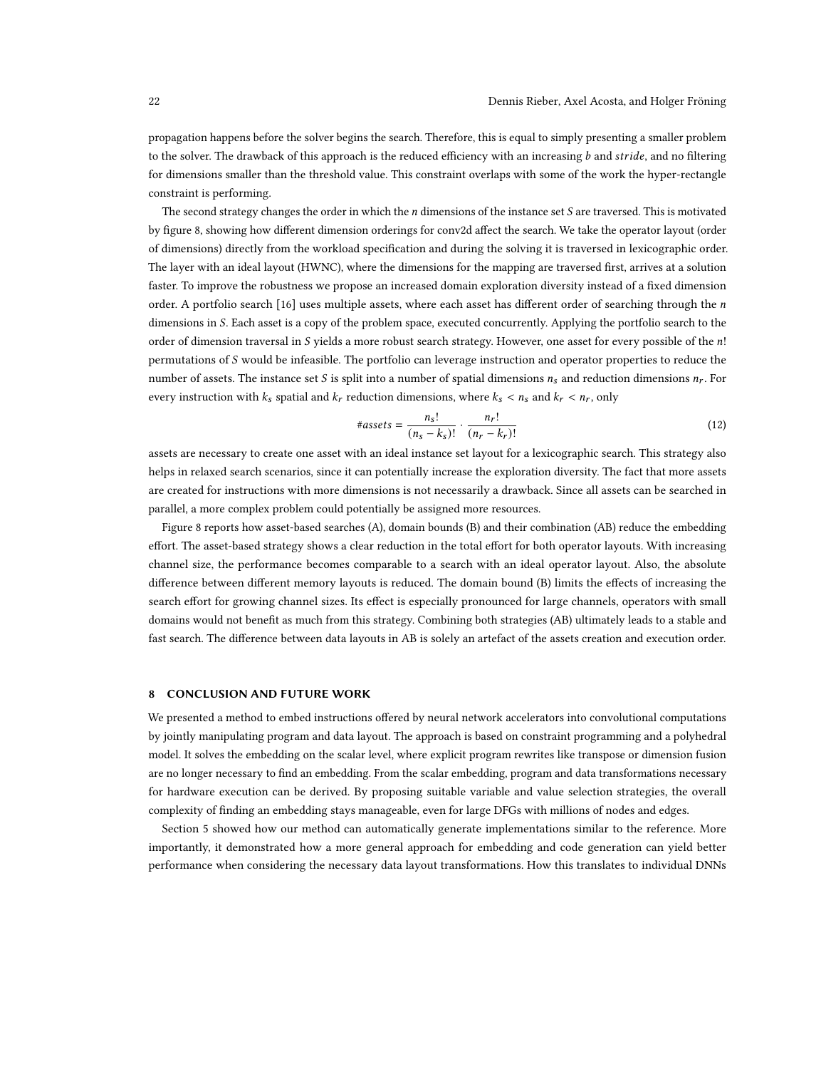propagation happens before the solver begins the search. Therefore, this is equal to simply presenting a smaller problem to the solver. The drawback of this approach is the reduced efficiency with an increasing $b$ and $stride$, and no filtering for dimensions smaller than the threshold value. This constraint overlaps with some of the work the hyper-rectangle constraint is performing.

The second strategy changes the order in which the $n$ dimensions of the instance set $S$ are traversed. This is motivated by figure 8, showing how different dimension orderings for conv2d affect the search. We take the operator layout (order of dimensions) directly from the workload specification and during the solving it is traversed in lexicographic order. The layer with an ideal layout (HWNC), where the dimensions for the mapping are traversed first, arrives at a solution faster. To improve the robustness we propose an increased domain exploration diversity instead of a fixed dimension order. A portfolio search [16] uses multiple assets, where each asset has different order of searching through the $n$ dimensions in $S$. Each asset is a copy of the problem space, executed concurrently. Applying the portfolio search to the order of dimension traversal in $S$ yields a more robust search strategy. However, one asset for every possible of the $n!$ permutations of $S$ would be infeasible. The portfolio can leverage instruction and operator properties to reduce the number of assets. The instance set $S$ is split into a number of spatial dimensions $n_s$ and reduction dimensions $n_r$. For every instruction with $k_s$ spatial and $k_r$ reduction dimensions, where $k_s < n_s$ and $k_r < n_r$, only

$$\#assets = \frac{n_s!}{(n_s - k_s)!} \cdot \frac{n_r!}{(n_r - k_r)!} \tag{12}$$

assets are necessary to create one asset with an ideal instance set layout for a lexicographic search. This strategy also helps in relaxed search scenarios, since it can potentially increase the exploration diversity. The fact that more assets are created for instructions with more dimensions is not necessarily a drawback. Since all assets can be searched in parallel, a more complex problem could potentially be assigned more resources.

Figure 8 reports how asset-based searches (A), domain bounds (B) and their combination (AB) reduce the embedding effort. The asset-based strategy shows a clear reduction in the total effort for both operator layouts. With increasing channel size, the performance becomes comparable to a search with an ideal operator layout. Also, the absolute difference between different memory layouts is reduced. The domain bound (B) limits the effects of increasing the search effort for growing channel sizes. Its effect is especially pronounced for large channels, operators with small domains would not benefit as much from this strategy. Combining both strategies (AB) ultimately leads to a stable and fast search. The difference between data layouts in AB is solely an artefact of the assets creation and execution order.

## 8 CONCLUSION AND FUTURE WORK

We presented a method to embed instructions offered by neural network accelerators into convolutional computations by jointly manipulating program and data layout. The approach is based on constraint programming and a polyhedral model. It solves the embedding on the scalar level, where explicit program rewrites like transpose or dimension fusion are no longer necessary to find an embedding. From the scalar embedding, program and data transformations necessary for hardware execution can be derived. By proposing suitable variable and value selection strategies, the overall complexity of finding an embedding stays manageable, even for large DFGs with millions of nodes and edges.

Section 5 showed how our method can automatically generate implementations similar to the reference. More importantly, it demonstrated how a more general approach for embedding and code generation can yield better performance when considering the necessary data layout transformations. How this translates to individual DNNs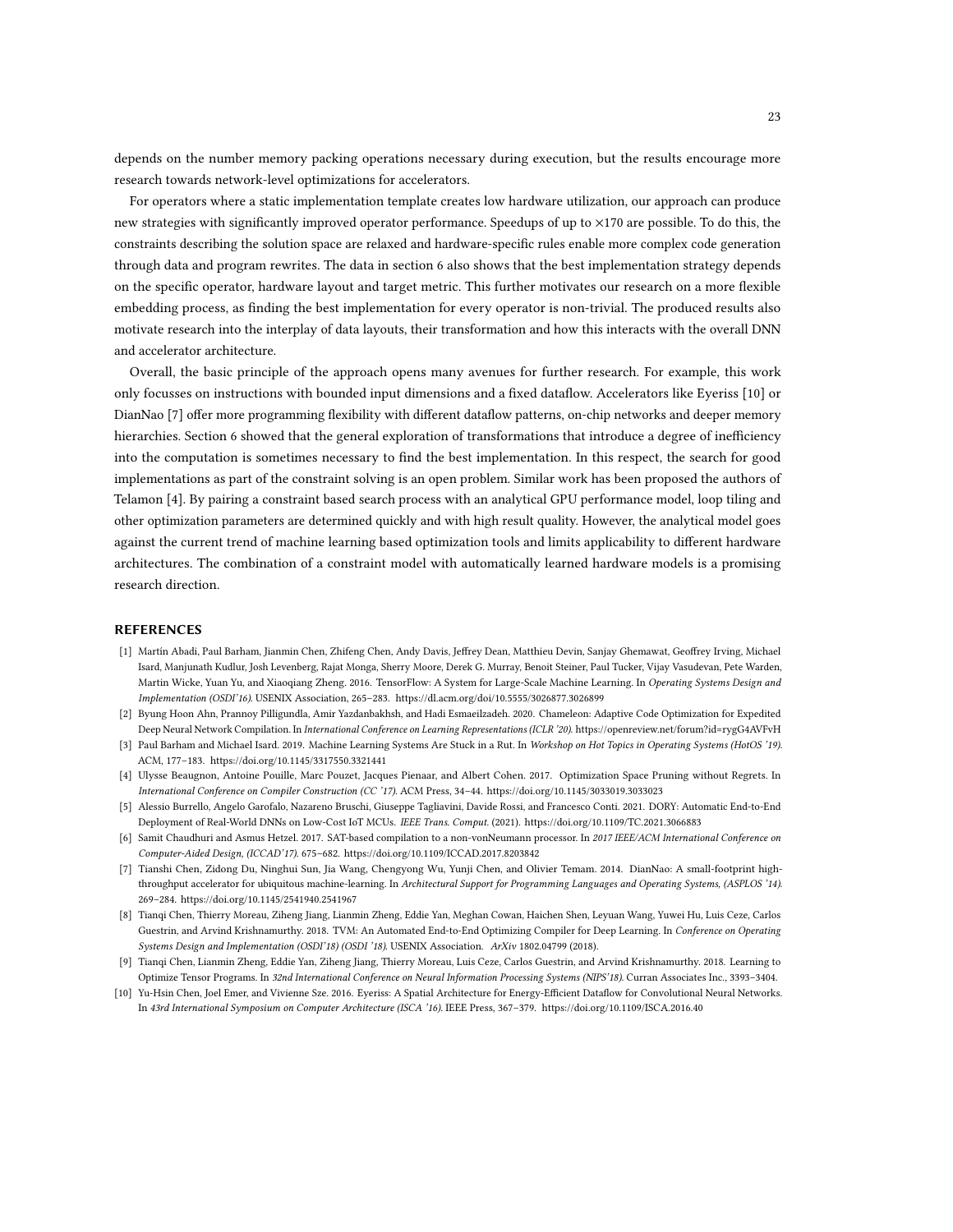depends on the number memory packing operations necessary during execution, but the results encourage more research towards network-level optimizations for accelerators.

For operators where a static implementation template creates low hardware utilization, our approach can produce new strategies with significantly improved operator performance. Speedups of up to $\times 170$ are possible. To do this, the constraints describing the solution space are relaxed and hardware-specific rules enable more complex code generation through data and program rewrites. The data in section 6 also shows that the best implementation strategy depends on the specific operator, hardware layout and target metric. This further motivates our research on a more flexible embedding process, as finding the best implementation for every operator is non-trivial. The produced results also motivate research into the interplay of data layouts, their transformation and how this interacts with the overall DNN and accelerator architecture.

Overall, the basic principle of the approach opens many avenues for further research. For example, this work only focusses on instructions with bounded input dimensions and a fixed dataflow. Accelerators like Eyeriss [10] or DianNao [7] offer more programming flexibility with different dataflow patterns, on-chip networks and deeper memory hierarchies. Section 6 showed that the general exploration of transformations that introduce a degree of inefficiency into the computation is sometimes necessary to find the best implementation. In this respect, the search for good implementations as part of the constraint solving is an open problem. Similar work has been proposed the authors of Telamon [4]. By pairing a constraint based search process with an analytical GPU performance model, loop tiling and other optimization parameters are determined quickly and with high result quality. However, the analytical model goes against the current trend of machine learning based optimization tools and limits applicability to different hardware architectures. The combination of a constraint model with automatically learned hardware models is a promising research direction.

## REFERENCES

[1] Martín Abadi, Paul Barham, Jianmin Chen, Zhifeng Chen, Andy Davis, Jeffrey Dean, Matthieu Devin, Sanjay Ghemawat, Geoffrey Irving, Michael Isard, Manjunath Kudlur, Josh Levenberg, Rajat Monga, Sherry Moore, Derek G. Murray, Benoit Steiner, Paul Tucker, Vijay Vasudevan, Pete Warden, Martin Wicke, Yuan Yu, and Xiaoqiang Zheng. 2016. TensorFlow: A System for Large-Scale Machine Learning. In *Operating Systems Design and Implementation (OSDI'16)*. USENIX Association, 265–283. https://dl.acm.org/doi/10.5555/3026877.3026899

[2] Byung Hoon Ahn, Prannoy Pilligundla, Amir Yazdanbakhsh, and Hadi Esmaeilzadeh. 2020. Chameleon: Adaptive Code Optimization for Expedited Deep Neural Network Compilation. In *International Conference on Learning Representations (ICLR '20)*. https://openreview.net/forum?id=rygG4AVFvH

[3] Paul Barham and Michael Isard. 2019. Machine Learning Systems Are Stuck in a Rut. In *Workshop on Hot Topics in Operating Systems (HotOS '19)*. ACM, 177–183. https://doi.org/10.1145/3317550.3321441

[4] Ulysse Beaugnon, Antoine Pouille, Marc Pouzet, Jacques Pienaar, and Albert Cohen. 2017. Optimization Space Pruning without Regrets. In *International Conference on Compiler Construction (CC '17)*. ACM Press, 34–44. https://doi.org/10.1145/3033019.3033023

[5] Alessio Burrello, Angelo Garofalo, Nazareno Bruschi, Giuseppe Tagliavini, Davide Rossi, and Francesco Conti. 2021. DORY: Automatic End-to-End Deployment of Real-World DNNs on Low-Cost IoT MCUs. *IEEE Trans. Comput.* (2021). https://doi.org/10.1109/TC.2021.3066883

[6] Samit Chaudhuri and Asmus Hetzel. 2017. SAT-based compilation to a non-vonNeumann processor. In *2017 IEEE/ACM International Conference on Computer-Aided Design, (ICCAD'17)*. 675–682. https://doi.org/10.1109/ICCAD.2017.8203842

[7] Tianshi Chen, Zidong Du, Ninghui Sun, Jia Wang, Chengyong Wu, Yunji Chen, and Olivier Temam. 2014. DianNao: A small-footprint high-throughput accelerator for ubiquitous machine-learning. In *Architectural Support for Programming Languages and Operating Systems, (ASPLOS '14)*. 269–284. https://doi.org/10.1145/2541940.2541967

[8] Tianqi Chen, Thierry Moreau, Ziheng Jiang, Lianmin Zheng, Eddie Yan, Meghan Cowan, Haichen Shen, Leyuan Wang, Yuwei Hu, Luis Ceze, Carlos Guestrin, and Arvind Krishnamurthy. 2018. TVM: An Automated End-to-End Optimizing Compiler for Deep Learning. In *Conference on Operating Systems Design and Implementation (OSDI'18) (OSDI '18)*. USENIX Association. *ArXiv* 1802.04799 (2018).

[9] Tianqi Chen, Lianmin Zheng, Eddie Yan, Ziheng Jiang, Thierry Moreau, Luis Ceze, Carlos Guestrin, and Arvind Krishnamurthy. 2018. Learning to Optimize Tensor Programs. In *32nd International Conference on Neural Information Processing Systems (NIPS'18)*. Curran Associates Inc., 3393–3404.

[10] Yu-Hsin Chen, Joel Emer, and Vivienne Sze. 2016. Eyeriss: A Spatial Architecture for Energy-Efficient Dataflow for Convolutional Neural Networks. In *43rd International Symposium on Computer Architecture (ISCA '16)*. IEEE Press, 367–379. https://doi.org/10.1109/ISCA.2016.40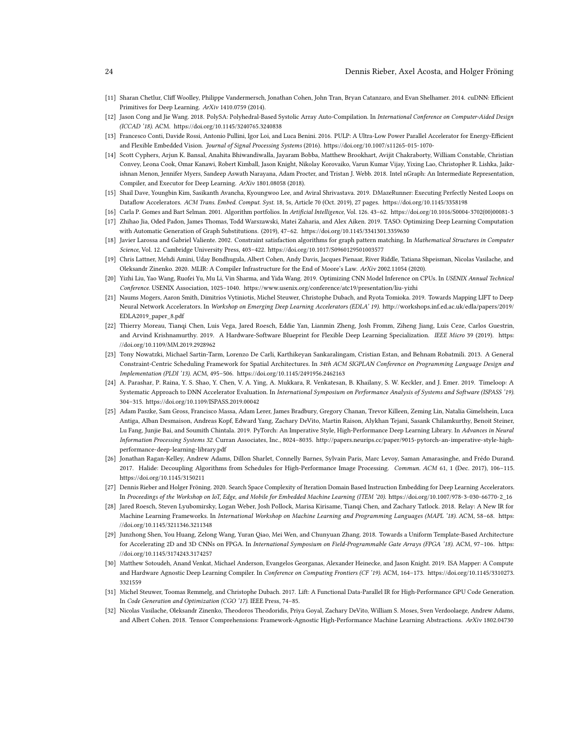[11] Sharan Chetlur, Cliff Woolley, Philippe Vandermersch, Jonathan Cohen, John Tran, Bryan Catanzaro, and Evan Shelhamer. 2014. cuDNN: Efficient Primitives for Deep Learning. *ArXiv* 1410.0759 (2014).

[12] Jason Cong and Jie Wang. 2018. PolySA: Polyhedral-Based Systolic Array Auto-Compilation. In *International Conference on Computer-Aided Design (ICCAD '18)*. ACM. https://doi.org/10.1145/3240765.3240838

[13] Francesco Conti, Davide Rossi, Antonio Pullini, Igor Loi, and Luca Benini. 2016. PULP: A Ultra-Low Power Parallel Accelerator for Energy-Efficient and Flexible Embedded Vision. *Journal of Signal Processing Systems* (2016). https://doi.org/10.1007/s11265-015-1070-

[14] Scott Cyphers, Arjun K. Bansal, Anahita Bhiwandiwalla, Jayaram Bobba, Matthew Brookhart, Avijit Chakraborty, William Constable, Christian Convey, Leona Cook, Omar Kanawi, Robert Kimball, Jason Knight, Nikolay Korovaiko, Varun Kumar Vijay, Yixing Lao, Christopher R. Lishka, Jaikrishnan Menon, Jennifer Myers, Sandeep Aswath Narayana, Adam Procter, and Tristan J. Webb. 2018. Intel nGraph: An Intermediate Representation, Compiler, and Executor for Deep Learning. *ArXiv* 1801.08058 (2018).

[15] Shail Dave, Youngbin Kim, Sasikanth Avancha, Kyoungwoo Lee, and Aviral Shrivastava. 2019. DMazeRunner: Executing Perfectly Nested Loops on Dataflow Accelerators. *ACM Trans. Embed. Comput. Syst.* 18, 5s, Article 70 (Oct. 2019), 27 pages. https://doi.org/10.1145/3358198

[16] Carla P. Gomes and Bart Selman. 2001. Algorithm portfolios. In *Artificial Intelligence*, Vol. 126. 43–62. https://doi.org/10.1016/S0004-3702(00)00081-3

[17] Zhihao Jia, Oded Padon, James Thomas, Todd Warszawski, Matei Zaharia, and Alex Aiken. 2019. TASO: Optimizing Deep Learning Computation with Automatic Generation of Graph Substitutions. (2019), 47–62. https://doi.org/10.1145/3341301.3359630

[18] Javier Larossa and Gabriel Valiente. 2002. Constraint satisfaction algorithms for graph pattern matching. In *Mathematical Structures in Computer Science*, Vol. 12. Cambridge University Press, 403–422. https://doi.org/10.1017/S0960129501003577

[19] Chris Lattner, Mehdi Amini, Uday Bondhugula, Albert Cohen, Andy Davis, Jacques Pienaar, River Riddle, Tatiana Shpeisman, Nicolas Vasilache, and Oleksandr Zinenko. 2020. MLIR: A Compiler Infrastructure for the End of Moore's Law. *ArXiv* 2002.11054 (2020).

[20] Yizhi Liu, Yao Wang, Ruofei Yu, Mu Li, Vin Sharma, and Yida Wang. 2019. Optimizing CNN Model Inference on CPUs. In *USENIX Annual Technical Conference*. USENIX Association, 1025–1040. https://www.usenix.org/conference/atc19/presentation/liu-yizhi

[21] Naums Mogers, Aaron Smith, Dimitrios Vytiniotis, Michel Steuwer, Christophe Dubach, and Ryota Tomioka. 2019. Towards Mapping LIFT to Deep Neural Network Accelerators. In *Workshop on Emerging Deep Learning Accelerators (EDLA' 19)*. http://workshops.inf.ed.ac.uk/edla/papers/2019/EDLA2019_paper_8.pdf

[22] Thierry Moreau, Tianqi Chen, Luis Vega, Jared Roesch, Eddie Yan, Lianmin Zheng, Josh Fromm, Ziheng Jiang, Luis Ceze, Carlos Guestrin, and Arvind Krishnamurthy. 2019. A Hardware-Software Blueprint for Flexible Deep Learning Specialization. *IEEE Micro* 39 (2019). https://doi.org/10.1109/MM.2019.2928962

[23] Tony Nowatzki, Michael Sartin-Tarm, Lorenzo De Carli, Karthikeyan Sankaralingam, Cristian Estan, and Behnam Robatmili. 2013. A General Constraint-Centric Scheduling Framework for Spatial Architectures. In *34th ACM SIGPLAN Conference on Programming Language Design and Implementation (PLDI '13)*. ACM, 495–506. https://doi.org/10.1145/2491956.2462163

[24] A. Parashar, P. Raina, Y. S. Shao, Y. Chen, V. A. Ying, A. Mukkara, R. Venkatesan, B. Khailany, S. W. Keckler, and J. Emer. 2019. Timeloop: A Systematic Approach to DNN Accelerator Evaluation. In *International Symposium on Performance Analysis of Systems and Software (ISPASS '19)*. 304–315. https://doi.org/10.1109/ISPASS.2019.00042

[25] Adam Paszke, Sam Gross, Francisco Massa, Adam Lerer, James Bradbury, Gregory Chanan, Trevor Killeen, Zeming Lin, Natalia Gimelshein, Luca Antiga, Alban Desmaison, Andreas Kopf, Edward Yang, Zachary DeVito, Martin Raison, Alykhan Tejani, Sasank Chilamkurthy, Benoit Steiner, Lu Fang, Junjie Bai, and Soumith Chintala. 2019. PyTorch: An Imperative Style, High-Performance Deep Learning Library. In *Advances in Neural Information Processing Systems 32*. Curran Associates, Inc., 8024–8035. http://papers.neurips.cc/paper/9015-pytorch-an-imperative-style-high-performance-deep-learning-library.pdf

[26] Jonathan Ragan-Kelley, Andrew Adams, Dillon Sharlet, Connelly Barnes, Sylvain Paris, Marc Levoy, Saman Amarasinghe, and Frédo Durand. 2017. Halide: Decoupling Algorithms from Schedules for High-Performance Image Processing. *Commun. ACM* 61, 1 (Dec. 2017), 106–115. https://doi.org/10.1145/3150211

[27] Dennis Rieber and Holger Fröning. 2020. Search Space Complexity of Iteration Domain Based Instruction Embedding for Deep Learning Accelerators. In *Proceedings of the Workshop on IoT, Edge, and Mobile for Embedded Machine Learning (ITEM '20)*. https://doi.org/10.1007/978-3-030-66770-2_16

[28] Jared Roesch, Steven Lyubomirsky, Logan Weber, Josh Pollock, Marisa Kirisame, Tianqi Chen, and Zachary Tatlock. 2018. Relay: A New IR for Machine Learning Frameworks. In *International Workshop on Machine Learning and Programming Languages (MAPL '18)*. ACM, 58–68. https://doi.org/10.1145/3211346.3211348

[29] Junzhong Shen, You Huang, Zelong Wang, Yuran Qiao, Mei Wen, and Chunyuan Zhang. 2018. Towards a Uniform Template-Based Architecture for Accelerating 2D and 3D CNNs on FPGA. In *International Symposium on Field-Programmable Gate Arrays (FPGA '18)*. ACM, 97–106. https://doi.org/10.1145/3174243.3174257

[30] Matthew Sotoudeh, Anand Venkat, Michael Anderson, Evangelos Georganas, Alexander Heinecke, and Jason Knight. 2019. ISA Mapper: A Compute and Hardware Agnostic Deep Learning Compiler. In *Conference on Computing Frontiers (CF '19)*. ACM, 164–173. https://doi.org/10.1145/3310273.3321559

[31] Michel Steuwer, Toomas Remmelg, and Christophe Dubach. 2017. Lift: A Functional Data-Parallel IR for High-Performance GPU Code Generation. In *Code Generation and Optimization (CGO '17)*. IEEE Press, 74–85.

[32] Nicolas Vasilache, Oleksandr Zinenko, Theodoros Theodoridis, Priya Goyal, Zachary DeVito, William S. Moses, Sven Verdoolaege, Andrew Adams, and Albert Cohen. 2018. Tensor Comprehensions: Framework-Agnostic High-Performance Machine Learning Abstractions. *ArXiv* 1802.04730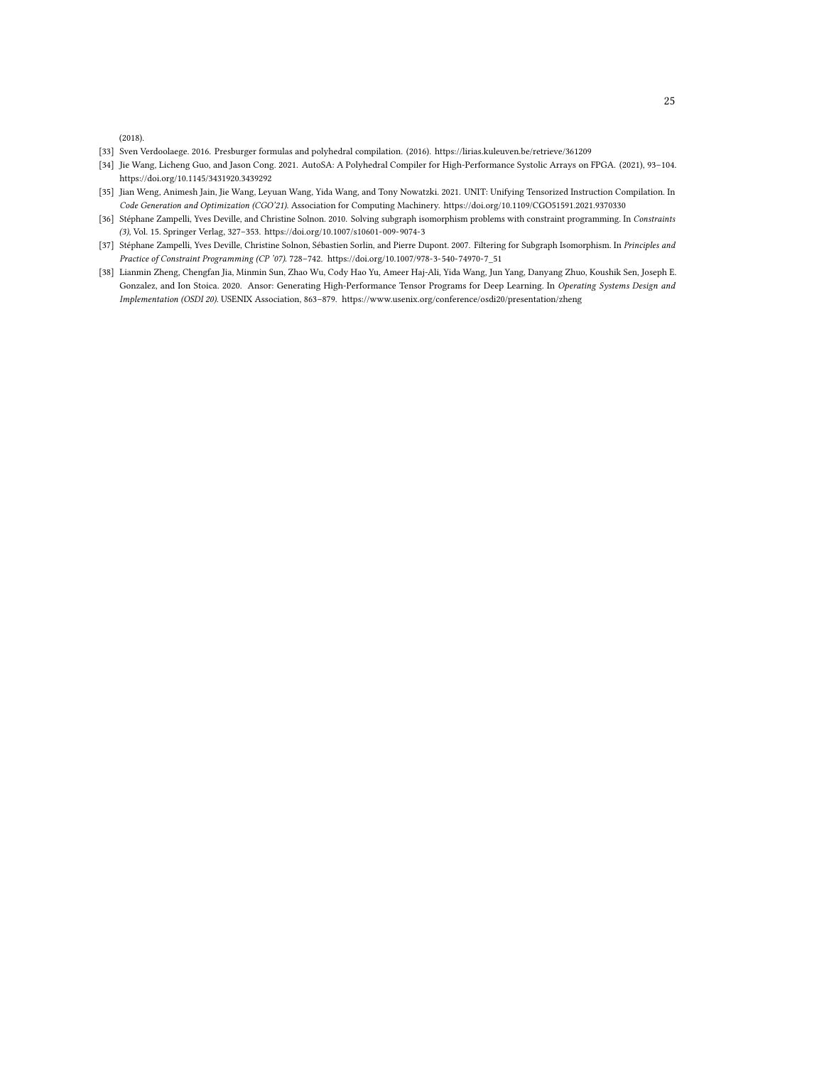(2018).

[33] Sven Verdoolaege. 2016. Presburger formulas and polyhedral compilation. (2016). https://lirias.kuleuven.be/retrieve/361209

[34] Jie Wang, Licheng Guo, and Jason Cong. 2021. AutoSA: A Polyhedral Compiler for High-Performance Systolic Arrays on FPGA. (2021), 93–104. https://doi.org/10.1145/3431920.3439292

[35] Jian Weng, Animesh Jain, Jie Wang, Leyuan Wang, Yida Wang, and Tony Nowatzki. 2021. UNIT: Unifying Tensorized Instruction Compilation. In *Code Generation and Optimization (CGO'21)*. Association for Computing Machinery. https://doi.org/10.1109/CGO51591.2021.9370330

[36] Stéphane Zampelli, Yves Deville, and Christine Solnon. 2010. Solving subgraph isomorphism problems with constraint programming. In *Constraints (3)*, Vol. 15. Springer Verlag, 327–353. https://doi.org/10.1007/s10601-009-9074-3

[37] Stéphane Zampelli, Yves Deville, Christine Solnon, Sébastien Sorlin, and Pierre Dupont. 2007. Filtering for Subgraph Isomorphism. In *Principles and Practice of Constraint Programming (CP '07)*. 728–742. https://doi.org/10.1007/978-3-540-74970-7_51

[38] Lianmin Zheng, Chengfan Jia, Minmin Sun, Zhao Wu, Cody Hao Yu, Ameer Haj-Ali, Yida Wang, Jun Yang, Danyang Zhuo, Koushik Sen, Joseph E. Gonzalez, and Ion Stoica. 2020. Ansor: Generating High-Performance Tensor Programs for Deep Learning. In *Operating Systems Design and Implementation (OSDI 20)*. USENIX Association, 863–879. https://www.usenix.org/conference/osdi20/presentation/zheng